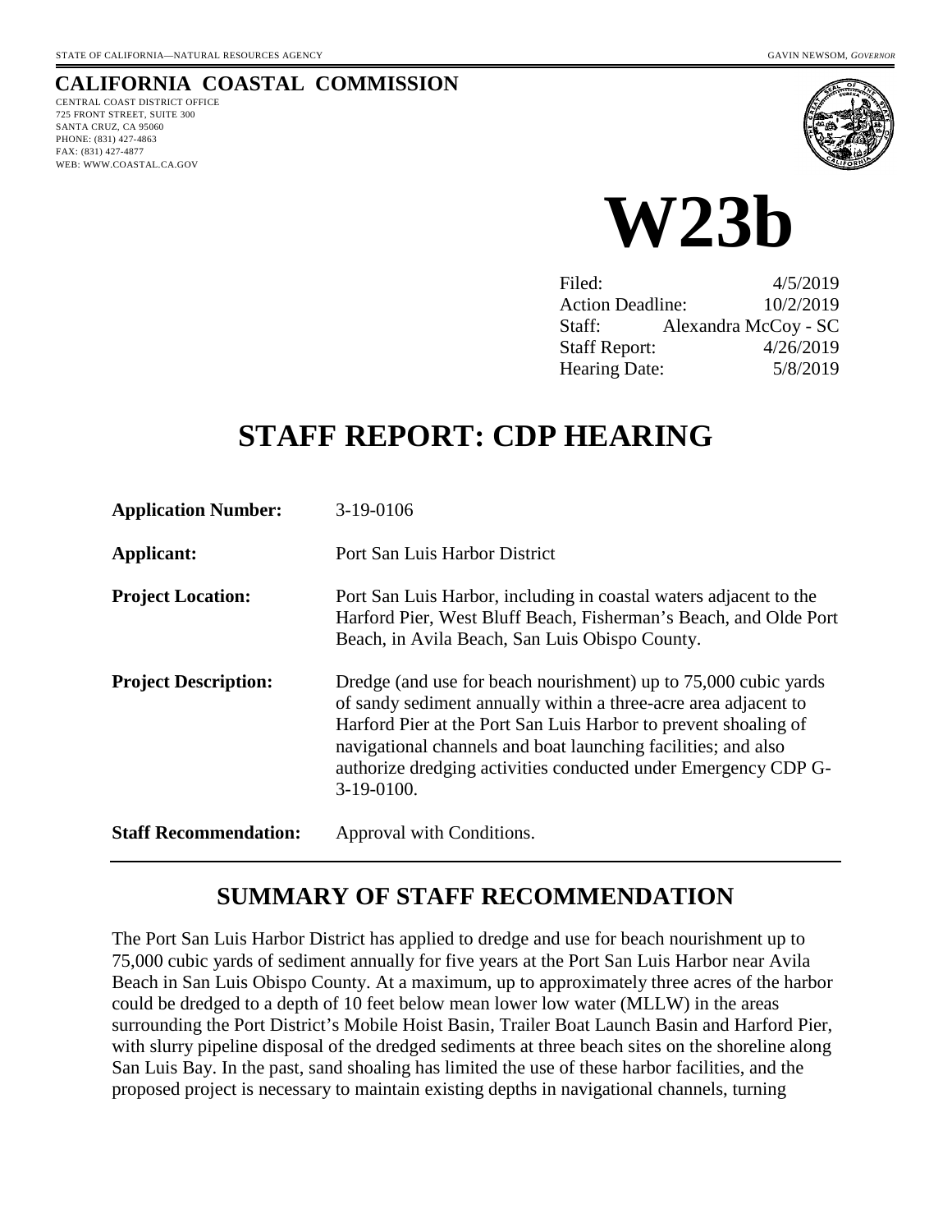STATE OF CALIFORNIA—NATURAL RESOURCES AGENCY GAVIN NEWSOM, *GOVERNOR*

**CALIFORNIA COASTAL COMMISSION**

CENTRAL COAST DISTRICT OFFICE
725 FRONT STREET, SUITE 300
SANTA CRUZ, CA 95060
PHONE: (831) 427-4863
FAX: (831) 427-4877
WEB: WWW.COASTAL.CA.GOV

# W23b

| | |
|---|---|
| Filed: | 4/5/2019 |
| Action Deadline: | 10/2/2019 |
| Staff: | Alexandra McCoy - SC |
| Staff Report: | 4/26/2019 |
| Hearing Date: | 5/8/2019 |

# STAFF REPORT: CDP HEARING

| | |
|---|---|
| **Application Number:** | 3-19-0106 |
| **Applicant:** | Port San Luis Harbor District |
| **Project Location:** | Port San Luis Harbor, including in coastal waters adjacent to the Harford Pier, West Bluff Beach, Fisherman's Beach, and Olde Port Beach, in Avila Beach, San Luis Obispo County. |
| **Project Description:** | Dredge (and use for beach nourishment) up to 75,000 cubic yards of sandy sediment annually within a three-acre area adjacent to Harford Pier at the Port San Luis Harbor to prevent shoaling of navigational channels and boat launching facilities; and also authorize dredging activities conducted under Emergency CDP G-3-19-0100. |
| **Staff Recommendation:** | Approval with Conditions. |

## SUMMARY OF STAFF RECOMMENDATION

The Port San Luis Harbor District has applied to dredge and use for beach nourishment up to 75,000 cubic yards of sediment annually for five years at the Port San Luis Harbor near Avila Beach in San Luis Obispo County. At a maximum, up to approximately three acres of the harbor could be dredged to a depth of 10 feet below mean lower low water (MLLW) in the areas surrounding the Port District's Mobile Hoist Basin, Trailer Boat Launch Basin and Harford Pier, with slurry pipeline disposal of the dredged sediments at three beach sites on the shoreline along San Luis Bay. In the past, sand shoaling has limited the use of these harbor facilities, and the proposed project is necessary to maintain existing depths in navigational channels, turning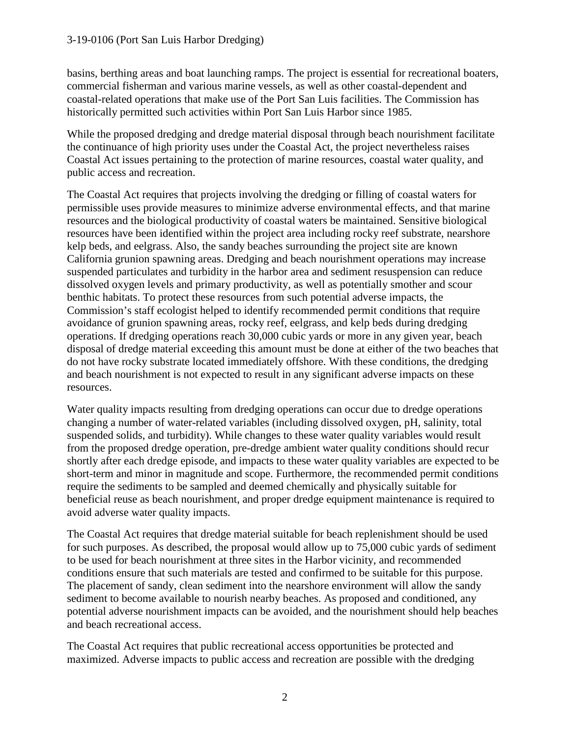basins, berthing areas and boat launching ramps. The project is essential for recreational boaters, commercial fisherman and various marine vessels, as well as other coastal-dependent and coastal-related operations that make use of the Port San Luis facilities. The Commission has historically permitted such activities within Port San Luis Harbor since 1985.

While the proposed dredging and dredge material disposal through beach nourishment facilitate the continuance of high priority uses under the Coastal Act, the project nevertheless raises Coastal Act issues pertaining to the protection of marine resources, coastal water quality, and public access and recreation.

The Coastal Act requires that projects involving the dredging or filling of coastal waters for permissible uses provide measures to minimize adverse environmental effects, and that marine resources and the biological productivity of coastal waters be maintained. Sensitive biological resources have been identified within the project area including rocky reef substrate, nearshore kelp beds, and eelgrass. Also, the sandy beaches surrounding the project site are known California grunion spawning areas. Dredging and beach nourishment operations may increase suspended particulates and turbidity in the harbor area and sediment resuspension can reduce dissolved oxygen levels and primary productivity, as well as potentially smother and scour benthic habitats. To protect these resources from such potential adverse impacts, the Commission's staff ecologist helped to identify recommended permit conditions that require avoidance of grunion spawning areas, rocky reef, eelgrass, and kelp beds during dredging operations. If dredging operations reach 30,000 cubic yards or more in any given year, beach disposal of dredge material exceeding this amount must be done at either of the two beaches that do not have rocky substrate located immediately offshore. With these conditions, the dredging and beach nourishment is not expected to result in any significant adverse impacts on these resources.

Water quality impacts resulting from dredging operations can occur due to dredge operations changing a number of water-related variables (including dissolved oxygen, pH, salinity, total suspended solids, and turbidity). While changes to these water quality variables would result from the proposed dredge operation, pre-dredge ambient water quality conditions should recur shortly after each dredge episode, and impacts to these water quality variables are expected to be short-term and minor in magnitude and scope. Furthermore, the recommended permit conditions require the sediments to be sampled and deemed chemically and physically suitable for beneficial reuse as beach nourishment, and proper dredge equipment maintenance is required to avoid adverse water quality impacts.

The Coastal Act requires that dredge material suitable for beach replenishment should be used for such purposes. As described, the proposal would allow up to 75,000 cubic yards of sediment to be used for beach nourishment at three sites in the Harbor vicinity, and recommended conditions ensure that such materials are tested and confirmed to be suitable for this purpose. The placement of sandy, clean sediment into the nearshore environment will allow the sandy sediment to become available to nourish nearby beaches. As proposed and conditioned, any potential adverse nourishment impacts can be avoided, and the nourishment should help beaches and beach recreational access.

The Coastal Act requires that public recreational access opportunities be protected and maximized. Adverse impacts to public access and recreation are possible with the dredging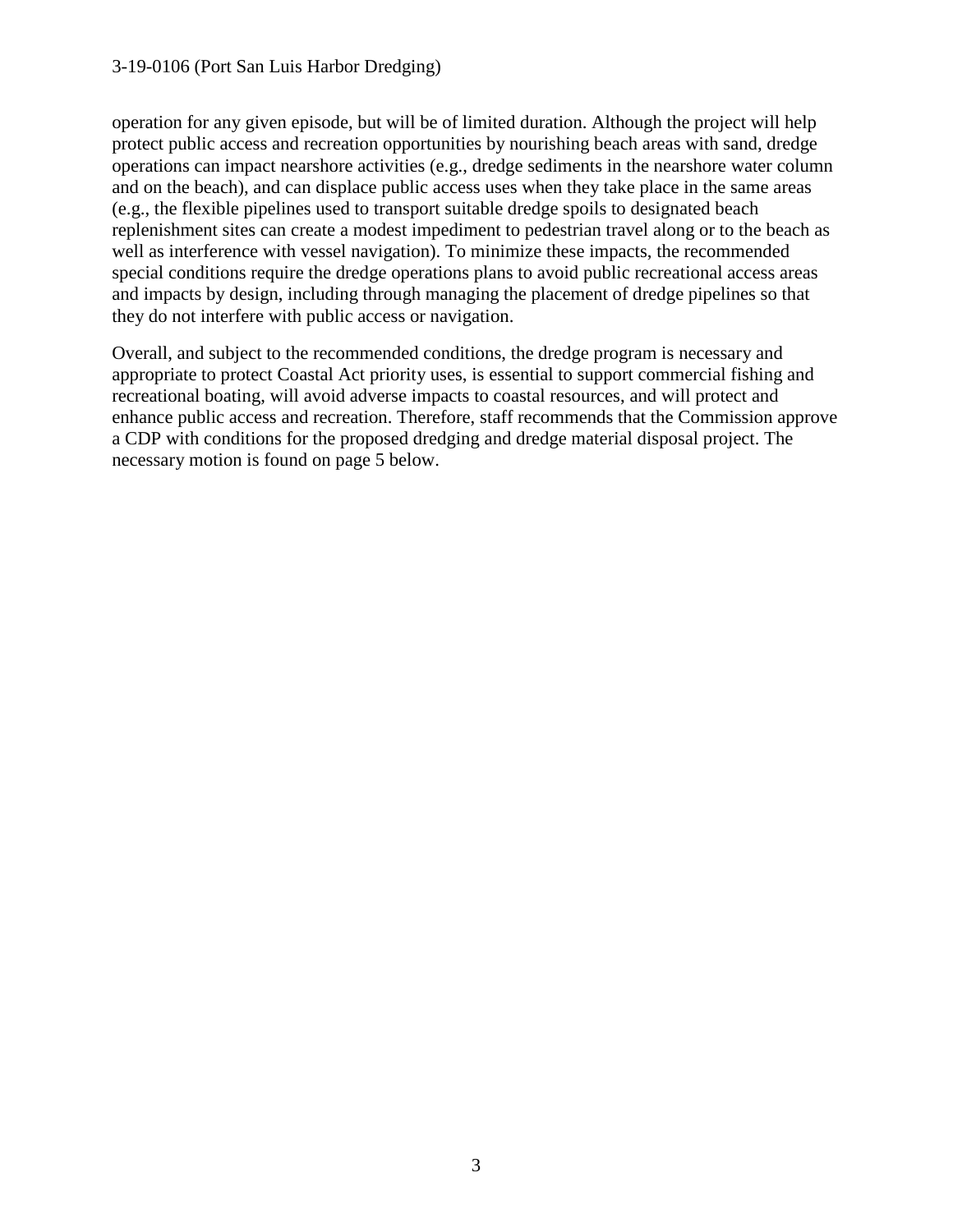operation for any given episode, but will be of limited duration. Although the project will help protect public access and recreation opportunities by nourishing beach areas with sand, dredge operations can impact nearshore activities (e.g., dredge sediments in the nearshore water column and on the beach), and can displace public access uses when they take place in the same areas (e.g., the flexible pipelines used to transport suitable dredge spoils to designated beach replenishment sites can create a modest impediment to pedestrian travel along or to the beach as well as interference with vessel navigation). To minimize these impacts, the recommended special conditions require the dredge operations plans to avoid public recreational access areas and impacts by design, including through managing the placement of dredge pipelines so that they do not interfere with public access or navigation.

Overall, and subject to the recommended conditions, the dredge program is necessary and appropriate to protect Coastal Act priority uses, is essential to support commercial fishing and recreational boating, will avoid adverse impacts to coastal resources, and will protect and enhance public access and recreation. Therefore, staff recommends that the Commission approve a CDP with conditions for the proposed dredging and dredge material disposal project. The necessary motion is found on page 5 below.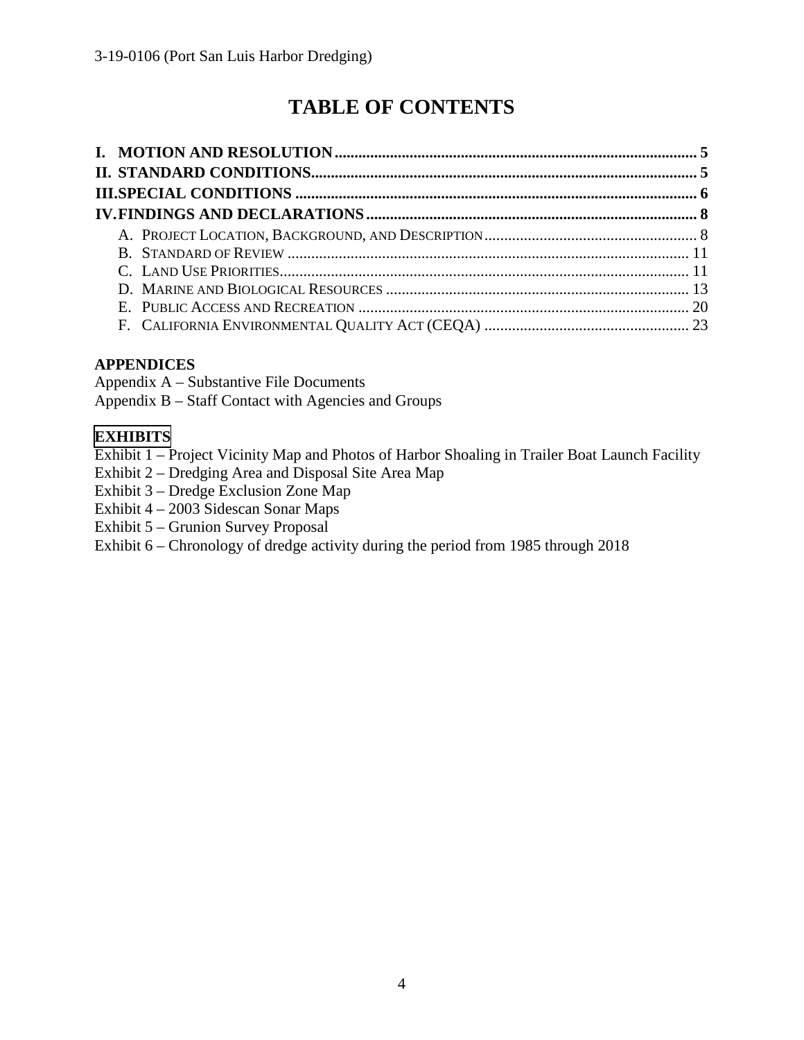# TABLE OF CONTENTS

**I. MOTION AND RESOLUTION** .......... **5**
**II. STANDARD CONDITIONS** .......... **5**
**III. SPECIAL CONDITIONS** .......... **6**
**IV. FINDINGS AND DECLARATIONS** .......... **8**

- A. PROJECT LOCATION, BACKGROUND, AND DESCRIPTION .......... 8
- B. STANDARD OF REVIEW .......... 11
- C. LAND USE PRIORITIES .......... 11
- D. MARINE AND BIOLOGICAL RESOURCES .......... 13
- E. PUBLIC ACCESS AND RECREATION .......... 20
- F. CALIFORNIA ENVIRONMENTAL QUALITY ACT (CEQA) .......... 23

**APPENDICES**

Appendix A – Substantive File Documents
Appendix B – Staff Contact with Agencies and Groups

**EXHIBITS**

Exhibit 1 – Project Vicinity Map and Photos of Harbor Shoaling in Trailer Boat Launch Facility
Exhibit 2 – Dredging Area and Disposal Site Area Map
Exhibit 3 – Dredge Exclusion Zone Map
Exhibit 4 – 2003 Sidescan Sonar Maps
Exhibit 5 – Grunion Survey Proposal
Exhibit 6 – Chronology of dredge activity during the period from 1985 through 2018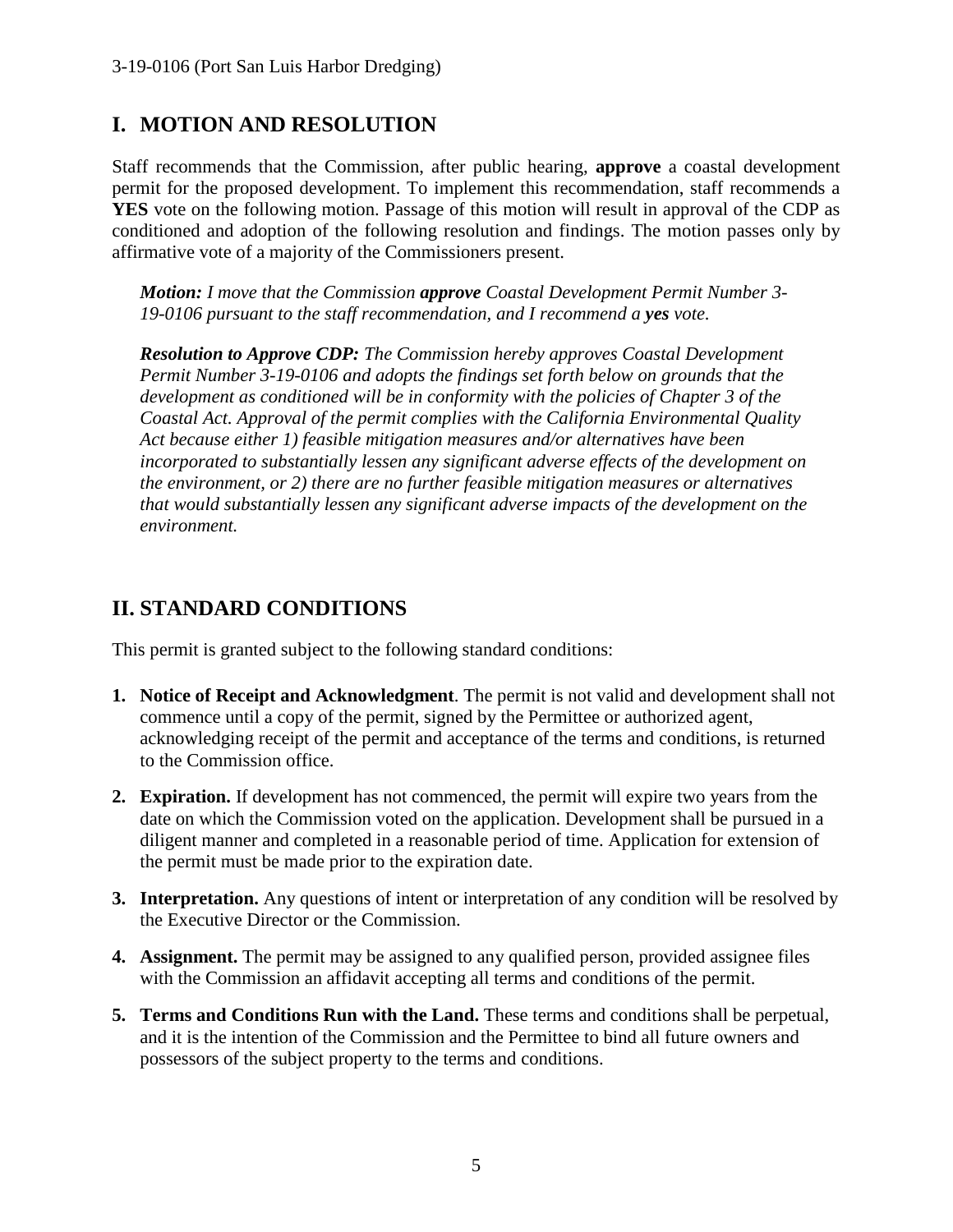## I. MOTION AND RESOLUTION

Staff recommends that the Commission, after public hearing, **approve** a coastal development permit for the proposed development. To implement this recommendation, staff recommends a **YES** vote on the following motion. Passage of this motion will result in approval of the CDP as conditioned and adoption of the following resolution and findings. The motion passes only by affirmative vote of a majority of the Commissioners present.

> ***Motion:*** *I move that the Commission* ***approve*** *Coastal Development Permit Number 3-19-0106 pursuant to the staff recommendation, and I recommend a* ***yes*** *vote.*
>
> ***Resolution to Approve CDP:*** *The Commission hereby approves Coastal Development Permit Number 3-19-0106 and adopts the findings set forth below on grounds that the development as conditioned will be in conformity with the policies of Chapter 3 of the Coastal Act. Approval of the permit complies with the California Environmental Quality Act because either 1) feasible mitigation measures and/or alternatives have been incorporated to substantially lessen any significant adverse effects of the development on the environment, or 2) there are no further feasible mitigation measures or alternatives that would substantially lessen any significant adverse impacts of the development on the environment.*

## II. STANDARD CONDITIONS

This permit is granted subject to the following standard conditions:

1. **Notice of Receipt and Acknowledgment**. The permit is not valid and development shall not commence until a copy of the permit, signed by the Permittee or authorized agent, acknowledging receipt of the permit and acceptance of the terms and conditions, is returned to the Commission office.
2. **Expiration.** If development has not commenced, the permit will expire two years from the date on which the Commission voted on the application. Development shall be pursued in a diligent manner and completed in a reasonable period of time. Application for extension of the permit must be made prior to the expiration date.
3. **Interpretation.** Any questions of intent or interpretation of any condition will be resolved by the Executive Director or the Commission.
4. **Assignment.** The permit may be assigned to any qualified person, provided assignee files with the Commission an affidavit accepting all terms and conditions of the permit.
5. **Terms and Conditions Run with the Land.** These terms and conditions shall be perpetual, and it is the intention of the Commission and the Permittee to bind all future owners and possessors of the subject property to the terms and conditions.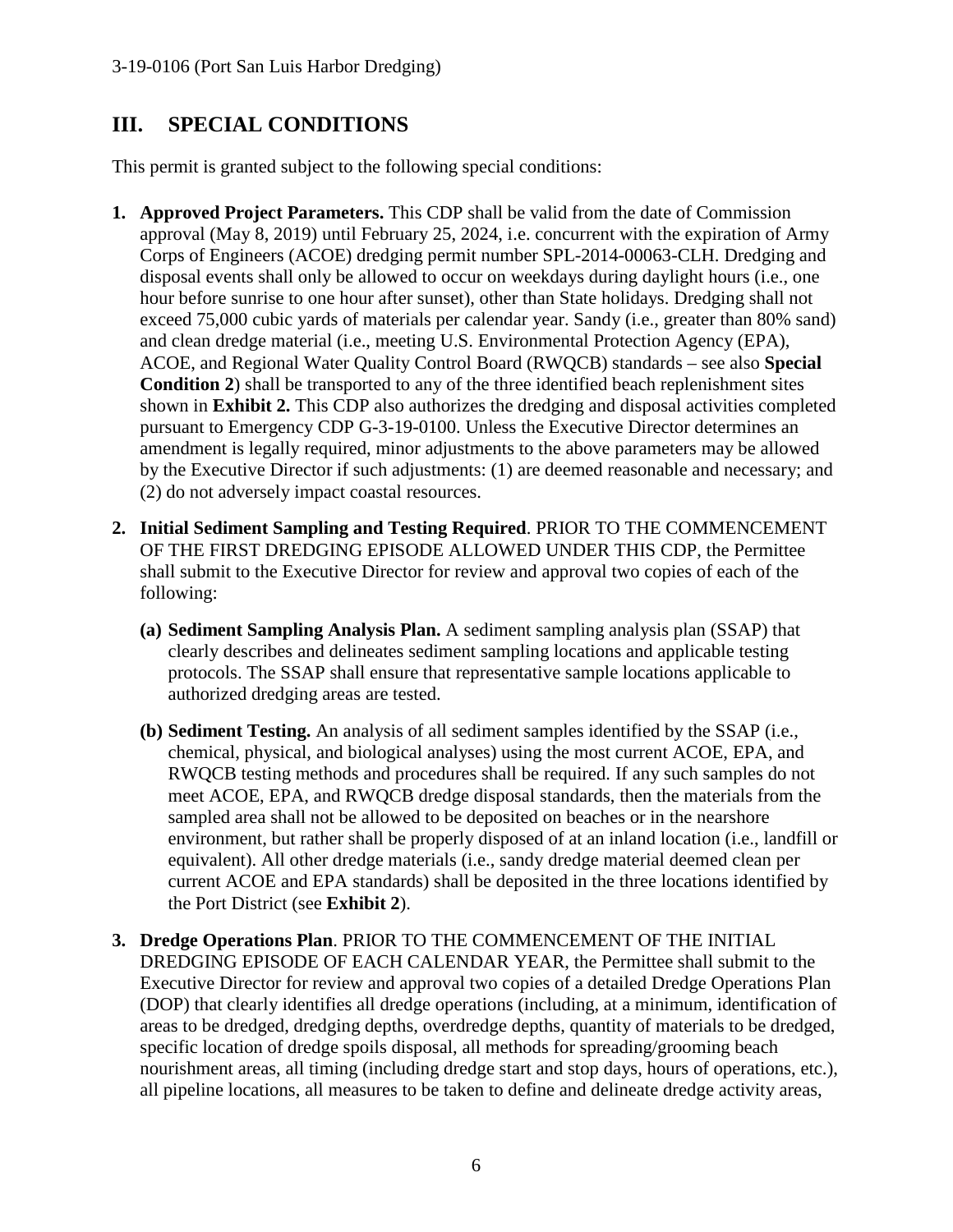## III. SPECIAL CONDITIONS

This permit is granted subject to the following special conditions:

1. **Approved Project Parameters.** This CDP shall be valid from the date of Commission approval (May 8, 2019) until February 25, 2024, i.e. concurrent with the expiration of Army Corps of Engineers (ACOE) dredging permit number SPL-2014-00063-CLH. Dredging and disposal events shall only be allowed to occur on weekdays during daylight hours (i.e., one hour before sunrise to one hour after sunset), other than State holidays. Dredging shall not exceed 75,000 cubic yards of materials per calendar year. Sandy (i.e., greater than 80% sand) and clean dredge material (i.e., meeting U.S. Environmental Protection Agency (EPA), ACOE, and Regional Water Quality Control Board (RWQCB) standards – see also **Special Condition 2**) shall be transported to any of the three identified beach replenishment sites shown in **Exhibit 2.** This CDP also authorizes the dredging and disposal activities completed pursuant to Emergency CDP G-3-19-0100. Unless the Executive Director determines an amendment is legally required, minor adjustments to the above parameters may be allowed by the Executive Director if such adjustments: (1) are deemed reasonable and necessary; and (2) do not adversely impact coastal resources.

2. **Initial Sediment Sampling and Testing Required**. PRIOR TO THE COMMENCEMENT OF THE FIRST DREDGING EPISODE ALLOWED UNDER THIS CDP, the Permittee shall submit to the Executive Director for review and approval two copies of each of the following:

   **(a) Sediment Sampling Analysis Plan.** A sediment sampling analysis plan (SSAP) that clearly describes and delineates sediment sampling locations and applicable testing protocols. The SSAP shall ensure that representative sample locations applicable to authorized dredging areas are tested.

   **(b) Sediment Testing.** An analysis of all sediment samples identified by the SSAP (i.e., chemical, physical, and biological analyses) using the most current ACOE, EPA, and RWQCB testing methods and procedures shall be required. If any such samples do not meet ACOE, EPA, and RWQCB dredge disposal standards, then the materials from the sampled area shall not be allowed to be deposited on beaches or in the nearshore environment, but rather shall be properly disposed of at an inland location (i.e., landfill or equivalent). All other dredge materials (i.e., sandy dredge material deemed clean per current ACOE and EPA standards) shall be deposited in the three locations identified by the Port District (see **Exhibit 2**).

3. **Dredge Operations Plan**. PRIOR TO THE COMMENCEMENT OF THE INITIAL DREDGING EPISODE OF EACH CALENDAR YEAR, the Permittee shall submit to the Executive Director for review and approval two copies of a detailed Dredge Operations Plan (DOP) that clearly identifies all dredge operations (including, at a minimum, identification of areas to be dredged, dredging depths, overdredge depths, quantity of materials to be dredged, specific location of dredge spoils disposal, all methods for spreading/grooming beach nourishment areas, all timing (including dredge start and stop days, hours of operations, etc.), all pipeline locations, all measures to be taken to define and delineate dredge activity areas,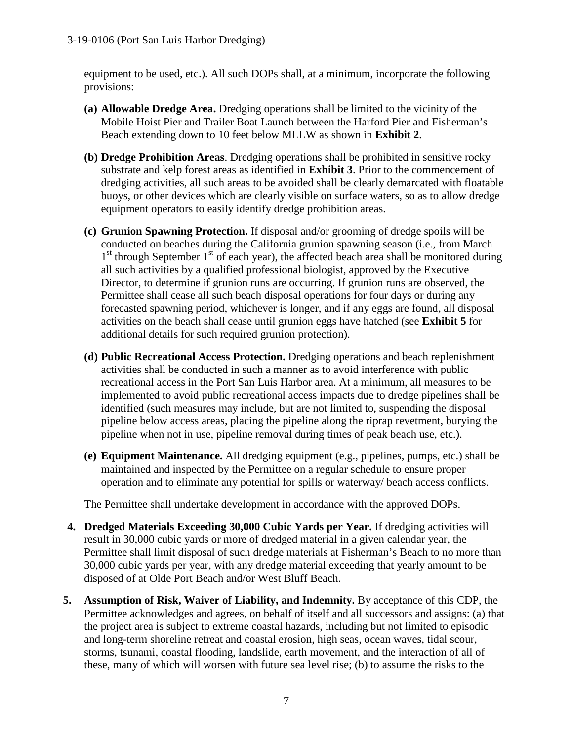equipment to be used, etc.). All such DOPs shall, at a minimum, incorporate the following provisions:

- **(a) Allowable Dredge Area.** Dredging operations shall be limited to the vicinity of the Mobile Hoist Pier and Trailer Boat Launch between the Harford Pier and Fisherman's Beach extending down to 10 feet below MLLW as shown in **Exhibit 2**.
- **(b) Dredge Prohibition Areas**. Dredging operations shall be prohibited in sensitive rocky substrate and kelp forest areas as identified in **Exhibit 3**. Prior to the commencement of dredging activities, all such areas to be avoided shall be clearly demarcated with floatable buoys, or other devices which are clearly visible on surface waters, so as to allow dredge equipment operators to easily identify dredge prohibition areas.
- **(c) Grunion Spawning Protection.** If disposal and/or grooming of dredge spoils will be conducted on beaches during the California grunion spawning season (i.e., from March 1st through September 1st of each year), the affected beach area shall be monitored during all such activities by a qualified professional biologist, approved by the Executive Director, to determine if grunion runs are occurring. If grunion runs are observed, the Permittee shall cease all such beach disposal operations for four days or during any forecasted spawning period, whichever is longer, and if any eggs are found, all disposal activities on the beach shall cease until grunion eggs have hatched (see **Exhibit 5** for additional details for such required grunion protection).
- **(d) Public Recreational Access Protection.** Dredging operations and beach replenishment activities shall be conducted in such a manner as to avoid interference with public recreational access in the Port San Luis Harbor area. At a minimum, all measures to be implemented to avoid public recreational access impacts due to dredge pipelines shall be identified (such measures may include, but are not limited to, suspending the disposal pipeline below access areas, placing the pipeline along the riprap revetment, burying the pipeline when not in use, pipeline removal during times of peak beach use, etc.).
- **(e) Equipment Maintenance.** All dredging equipment (e.g., pipelines, pumps, etc.) shall be maintained and inspected by the Permittee on a regular schedule to ensure proper operation and to eliminate any potential for spills or waterway/ beach access conflicts.

The Permittee shall undertake development in accordance with the approved DOPs.

4. **Dredged Materials Exceeding 30,000 Cubic Yards per Year.** If dredging activities will result in 30,000 cubic yards or more of dredged material in a given calendar year, the Permittee shall limit disposal of such dredge materials at Fisherman's Beach to no more than 30,000 cubic yards per year, with any dredge material exceeding that yearly amount to be disposed of at Olde Port Beach and/or West Bluff Beach.

5. **Assumption of Risk, Waiver of Liability, and Indemnity.** By acceptance of this CDP, the Permittee acknowledges and agrees, on behalf of itself and all successors and assigns: (a) that the project area is subject to extreme coastal hazards, including but not limited to episodic and long-term shoreline retreat and coastal erosion, high seas, ocean waves, tidal scour, storms, tsunami, coastal flooding, landslide, earth movement, and the interaction of all of these, many of which will worsen with future sea level rise; (b) to assume the risks to the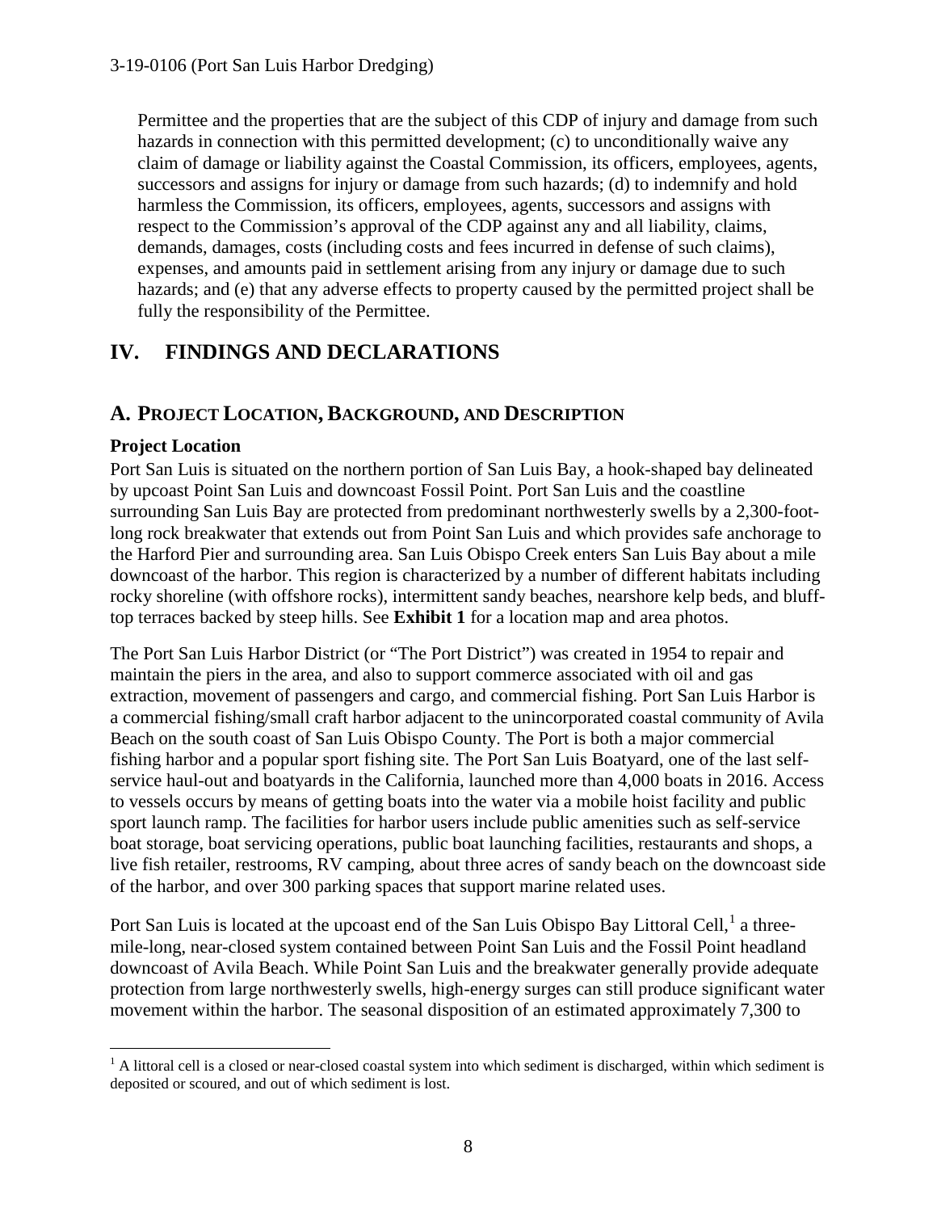Permittee and the properties that are the subject of this CDP of injury and damage from such hazards in connection with this permitted development; (c) to unconditionally waive any claim of damage or liability against the Coastal Commission, its officers, employees, agents, successors and assigns for injury or damage from such hazards; (d) to indemnify and hold harmless the Commission, its officers, employees, agents, successors and assigns with respect to the Commission's approval of the CDP against any and all liability, claims, demands, damages, costs (including costs and fees incurred in defense of such claims), expenses, and amounts paid in settlement arising from any injury or damage due to such hazards; and (e) that any adverse effects to property caused by the permitted project shall be fully the responsibility of the Permittee.

# IV. FINDINGS AND DECLARATIONS

## A. PROJECT LOCATION, BACKGROUND, AND DESCRIPTION

### Project Location

Port San Luis is situated on the northern portion of San Luis Bay, a hook-shaped bay delineated by upcoast Point San Luis and downcoast Fossil Point. Port San Luis and the coastline surrounding San Luis Bay are protected from predominant northwesterly swells by a 2,300-foot-long rock breakwater that extends out from Point San Luis and which provides safe anchorage to the Harford Pier and surrounding area. San Luis Obispo Creek enters San Luis Bay about a mile downcoast of the harbor. This region is characterized by a number of different habitats including rocky shoreline (with offshore rocks), intermittent sandy beaches, nearshore kelp beds, and bluff-top terraces backed by steep hills. See **Exhibit 1** for a location map and area photos.

The Port San Luis Harbor District (or "The Port District") was created in 1954 to repair and maintain the piers in the area, and also to support commerce associated with oil and gas extraction, movement of passengers and cargo, and commercial fishing. Port San Luis Harbor is a commercial fishing/small craft harbor adjacent to the unincorporated coastal community of Avila Beach on the south coast of San Luis Obispo County. The Port is both a major commercial fishing harbor and a popular sport fishing site. The Port San Luis Boatyard, one of the last self-service haul-out and boatyards in the California, launched more than 4,000 boats in 2016. Access to vessels occurs by means of getting boats into the water via a mobile hoist facility and public sport launch ramp. The facilities for harbor users include public amenities such as self-service boat storage, boat servicing operations, public boat launching facilities, restaurants and shops, a live fish retailer, restrooms, RV camping, about three acres of sandy beach on the downcoast side of the harbor, and over 300 parking spaces that support marine related uses.

Port San Luis is located at the upcoast end of the San Luis Obispo Bay Littoral Cell,[1] a three-mile-long, near-closed system contained between Point San Luis and the Fossil Point headland downcoast of Avila Beach. While Point San Luis and the breakwater generally provide adequate protection from large northwesterly swells, high-energy surges can still produce significant water movement within the harbor. The seasonal disposition of an estimated approximately 7,300 to

[1] A littoral cell is a closed or near-closed coastal system into which sediment is discharged, within which sediment is deposited or scoured, and out of which sediment is lost.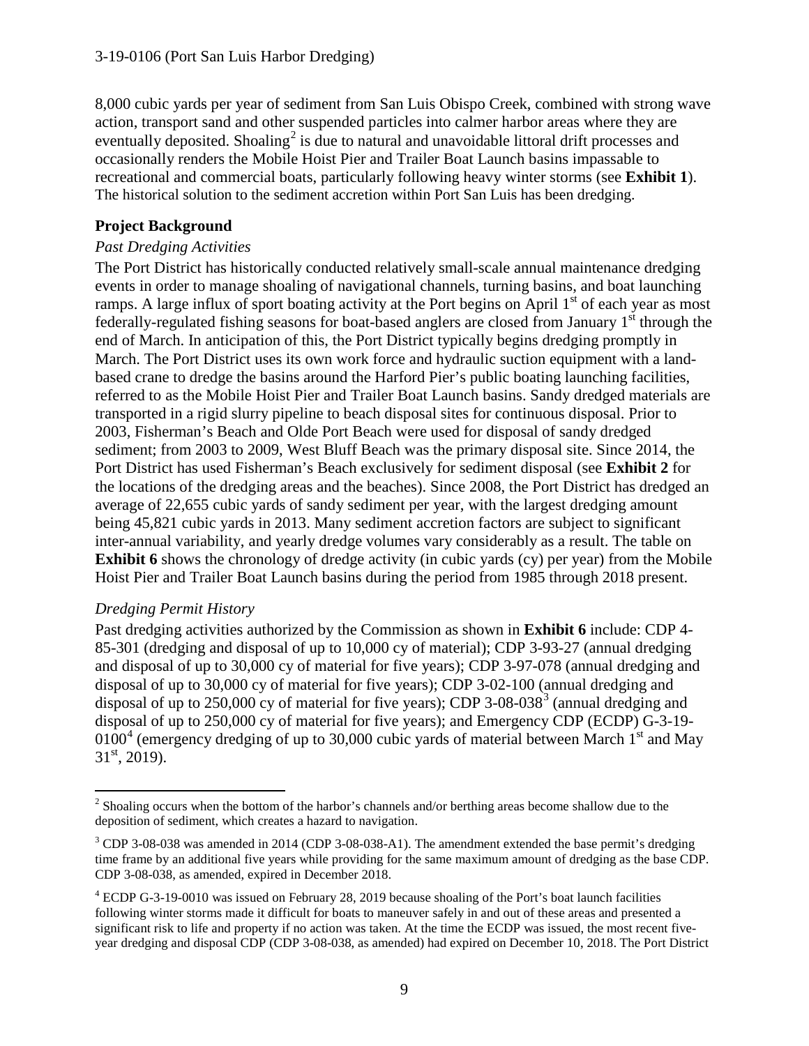8,000 cubic yards per year of sediment from San Luis Obispo Creek, combined with strong wave action, transport sand and other suspended particles into calmer harbor areas where they are eventually deposited. Shoaling[2] is due to natural and unavoidable littoral drift processes and occasionally renders the Mobile Hoist Pier and Trailer Boat Launch basins impassable to recreational and commercial boats, particularly following heavy winter storms (see **Exhibit 1**). The historical solution to the sediment accretion within Port San Luis has been dredging.

## Project Background

### *Past Dredging Activities*

The Port District has historically conducted relatively small-scale annual maintenance dredging events in order to manage shoaling of navigational channels, turning basins, and boat launching ramps. A large influx of sport boating activity at the Port begins on April 1st of each year as most federally-regulated fishing seasons for boat-based anglers are closed from January 1st through the end of March. In anticipation of this, the Port District typically begins dredging promptly in March. The Port District uses its own work force and hydraulic suction equipment with a land-based crane to dredge the basins around the Harford Pier's public boating launching facilities, referred to as the Mobile Hoist Pier and Trailer Boat Launch basins. Sandy dredged materials are transported in a rigid slurry pipeline to beach disposal sites for continuous disposal. Prior to 2003, Fisherman's Beach and Olde Port Beach were used for disposal of sandy dredged sediment; from 2003 to 2009, West Bluff Beach was the primary disposal site. Since 2014, the Port District has used Fisherman's Beach exclusively for sediment disposal (see **Exhibit 2** for the locations of the dredging areas and the beaches). Since 2008, the Port District has dredged an average of 22,655 cubic yards of sandy sediment per year, with the largest dredging amount being 45,821 cubic yards in 2013. Many sediment accretion factors are subject to significant inter-annual variability, and yearly dredge volumes vary considerably as a result. The table on **Exhibit 6** shows the chronology of dredge activity (in cubic yards (cy) per year) from the Mobile Hoist Pier and Trailer Boat Launch basins during the period from 1985 through 2018 present.

### *Dredging Permit History*

Past dredging activities authorized by the Commission as shown in **Exhibit 6** include: CDP 4-85-301 (dredging and disposal of up to 10,000 cy of material); CDP 3-93-27 (annual dredging and disposal of up to 30,000 cy of material for five years); CDP 3-97-078 (annual dredging and disposal of up to 30,000 cy of material for five years); CDP 3-02-100 (annual dredging and disposal of up to 250,000 cy of material for five years); CDP 3-08-038[3] (annual dredging and disposal of up to 250,000 cy of material for five years); and Emergency CDP (ECDP) G-3-19-0100[4] (emergency dredging of up to 30,000 cubic yards of material between March 1st and May 31st, 2019).

---

[2] Shoaling occurs when the bottom of the harbor's channels and/or berthing areas become shallow due to the deposition of sediment, which creates a hazard to navigation.

[3] CDP 3-08-038 was amended in 2014 (CDP 3-08-038-A1). The amendment extended the base permit's dredging time frame by an additional five years while providing for the same maximum amount of dredging as the base CDP. CDP 3-08-038, as amended, expired in December 2018.

[4] ECDP G-3-19-0010 was issued on February 28, 2019 because shoaling of the Port's boat launch facilities following winter storms made it difficult for boats to maneuver safely in and out of these areas and presented a significant risk to life and property if no action was taken. At the time the ECDP was issued, the most recent five-year dredging and disposal CDP (CDP 3-08-038, as amended) had expired on December 10, 2018. The Port District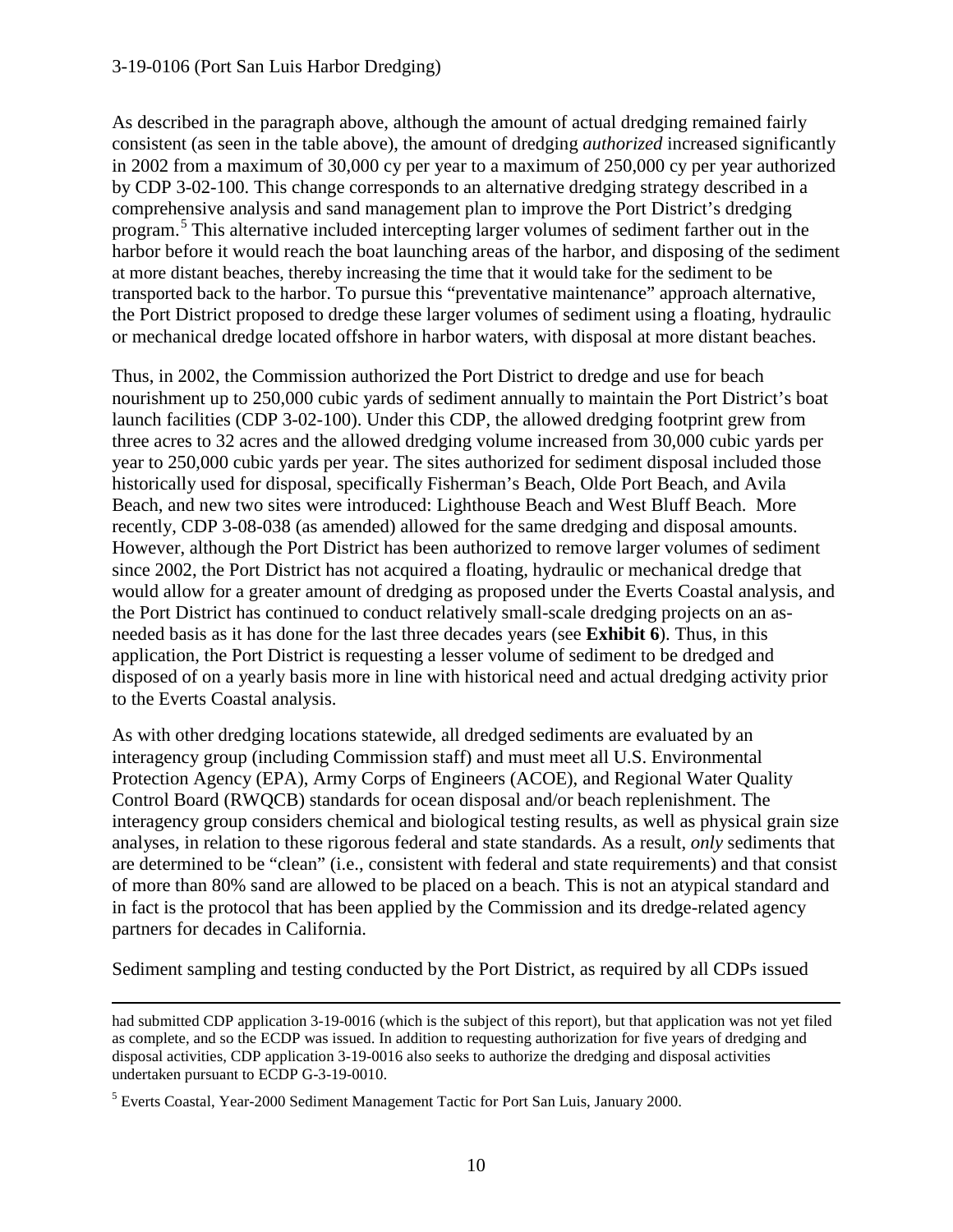As described in the paragraph above, although the amount of actual dredging remained fairly consistent (as seen in the table above), the amount of dredging *authorized* increased significantly in 2002 from a maximum of 30,000 cy per year to a maximum of 250,000 cy per year authorized by CDP 3-02-100. This change corresponds to an alternative dredging strategy described in a comprehensive analysis and sand management plan to improve the Port District's dredging program.[5] This alternative included intercepting larger volumes of sediment farther out in the harbor before it would reach the boat launching areas of the harbor, and disposing of the sediment at more distant beaches, thereby increasing the time that it would take for the sediment to be transported back to the harbor. To pursue this "preventative maintenance" approach alternative, the Port District proposed to dredge these larger volumes of sediment using a floating, hydraulic or mechanical dredge located offshore in harbor waters, with disposal at more distant beaches.

Thus, in 2002, the Commission authorized the Port District to dredge and use for beach nourishment up to 250,000 cubic yards of sediment annually to maintain the Port District's boat launch facilities (CDP 3-02-100). Under this CDP, the allowed dredging footprint grew from three acres to 32 acres and the allowed dredging volume increased from 30,000 cubic yards per year to 250,000 cubic yards per year. The sites authorized for sediment disposal included those historically used for disposal, specifically Fisherman's Beach, Olde Port Beach, and Avila Beach, and new two sites were introduced: Lighthouse Beach and West Bluff Beach. More recently, CDP 3-08-038 (as amended) allowed for the same dredging and disposal amounts. However, although the Port District has been authorized to remove larger volumes of sediment since 2002, the Port District has not acquired a floating, hydraulic or mechanical dredge that would allow for a greater amount of dredging as proposed under the Everts Coastal analysis, and the Port District has continued to conduct relatively small-scale dredging projects on an as-needed basis as it has done for the last three decades years (see **Exhibit 6**). Thus, in this application, the Port District is requesting a lesser volume of sediment to be dredged and disposed of on a yearly basis more in line with historical need and actual dredging activity prior to the Everts Coastal analysis.

As with other dredging locations statewide, all dredged sediments are evaluated by an interagency group (including Commission staff) and must meet all U.S. Environmental Protection Agency (EPA), Army Corps of Engineers (ACOE), and Regional Water Quality Control Board (RWQCB) standards for ocean disposal and/or beach replenishment. The interagency group considers chemical and biological testing results, as well as physical grain size analyses, in relation to these rigorous federal and state standards. As a result, *only* sediments that are determined to be "clean" (i.e., consistent with federal and state requirements) and that consist of more than 80% sand are allowed to be placed on a beach. This is not an atypical standard and in fact is the protocol that has been applied by the Commission and its dredge-related agency partners for decades in California.

Sediment sampling and testing conducted by the Port District, as required by all CDPs issued

---

had submitted CDP application 3-19-0016 (which is the subject of this report), but that application was not yet filed as complete, and so the ECDP was issued. In addition to requesting authorization for five years of dredging and disposal activities, CDP application 3-19-0016 also seeks to authorize the dredging and disposal activities undertaken pursuant to ECDP G-3-19-0010.

[5] Everts Coastal, Year-2000 Sediment Management Tactic for Port San Luis, January 2000.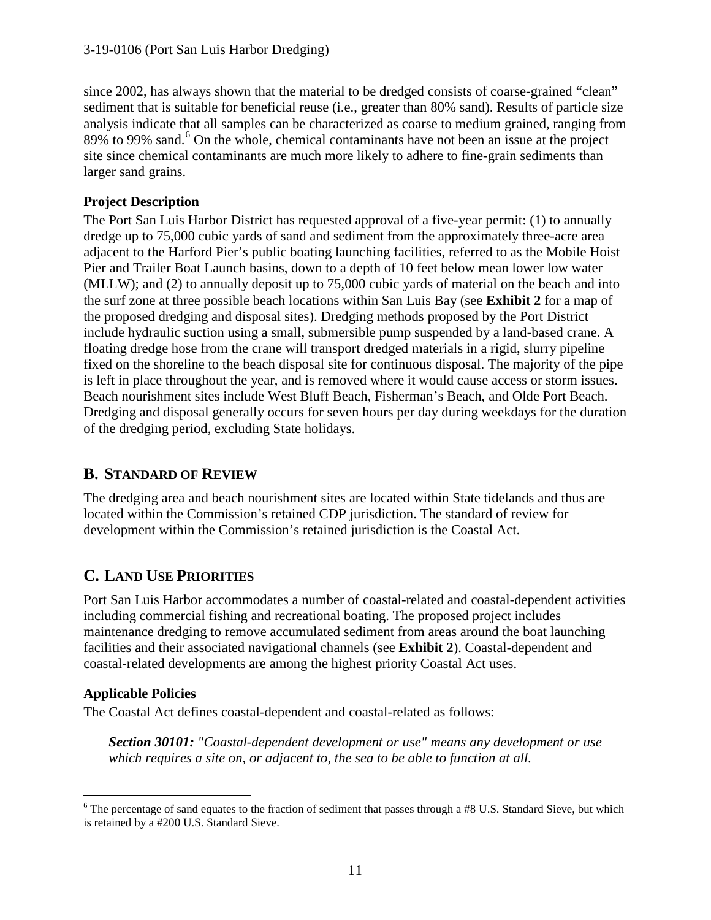since 2002, has always shown that the material to be dredged consists of coarse-grained "clean" sediment that is suitable for beneficial reuse (i.e., greater than 80% sand). Results of particle size analysis indicate that all samples can be characterized as coarse to medium grained, ranging from 89% to 99% sand.[6] On the whole, chemical contaminants have not been an issue at the project site since chemical contaminants are much more likely to adhere to fine-grain sediments than larger sand grains.

**Project Description**

The Port San Luis Harbor District has requested approval of a five-year permit: (1) to annually dredge up to 75,000 cubic yards of sand and sediment from the approximately three-acre area adjacent to the Harford Pier's public boating launching facilities, referred to as the Mobile Hoist Pier and Trailer Boat Launch basins, down to a depth of 10 feet below mean lower low water (MLLW); and (2) to annually deposit up to 75,000 cubic yards of material on the beach and into the surf zone at three possible beach locations within San Luis Bay (see **Exhibit 2** for a map of the proposed dredging and disposal sites). Dredging methods proposed by the Port District include hydraulic suction using a small, submersible pump suspended by a land-based crane. A floating dredge hose from the crane will transport dredged materials in a rigid, slurry pipeline fixed on the shoreline to the beach disposal site for continuous disposal. The majority of the pipe is left in place throughout the year, and is removed where it would cause access or storm issues. Beach nourishment sites include West Bluff Beach, Fisherman's Beach, and Olde Port Beach. Dredging and disposal generally occurs for seven hours per day during weekdays for the duration of the dredging period, excluding State holidays.

## B. STANDARD OF REVIEW

The dredging area and beach nourishment sites are located within State tidelands and thus are located within the Commission's retained CDP jurisdiction. The standard of review for development within the Commission's retained jurisdiction is the Coastal Act.

## C. LAND USE PRIORITIES

Port San Luis Harbor accommodates a number of coastal-related and coastal-dependent activities including commercial fishing and recreational boating. The proposed project includes maintenance dredging to remove accumulated sediment from areas around the boat launching facilities and their associated navigational channels (see **Exhibit 2**). Coastal-dependent and coastal-related developments are among the highest priority Coastal Act uses.

**Applicable Policies**

The Coastal Act defines coastal-dependent and coastal-related as follows:

> ***Section 30101:*** *"Coastal-dependent development or use" means any development or use which requires a site on, or adjacent to, the sea to be able to function at all.*

---

[6] The percentage of sand equates to the fraction of sediment that passes through a #8 U.S. Standard Sieve, but which is retained by a #200 U.S. Standard Sieve.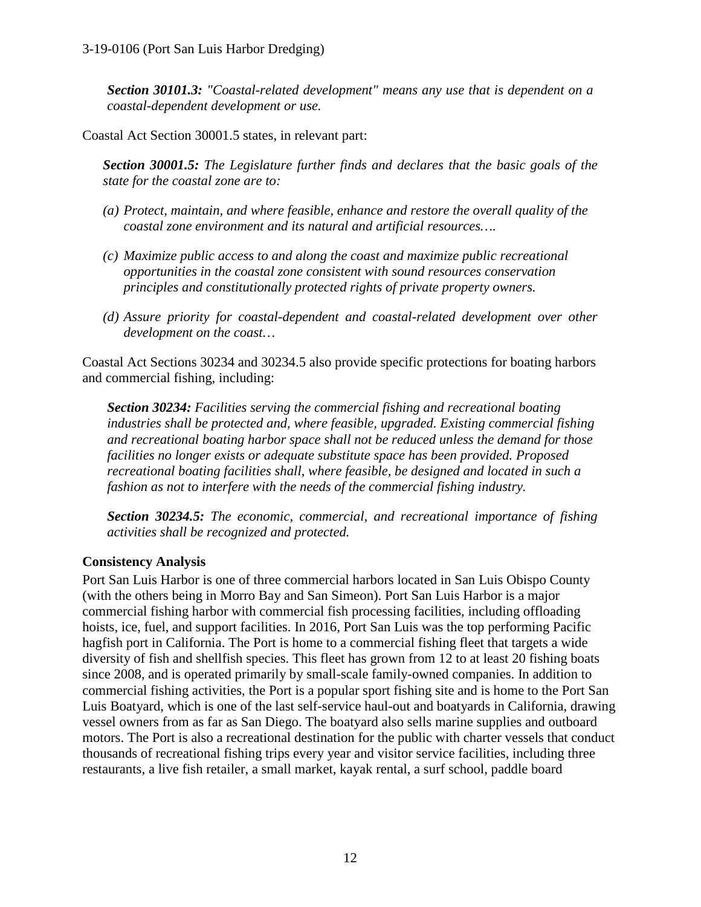***Section 30101.3:*** *"Coastal-related development" means any use that is dependent on a coastal-dependent development or use.*

Coastal Act Section 30001.5 states, in relevant part:

***Section 30001.5:*** *The Legislature further finds and declares that the basic goals of the state for the coastal zone are to:*

*(a) Protect, maintain, and where feasible, enhance and restore the overall quality of the coastal zone environment and its natural and artificial resources….*

*(c) Maximize public access to and along the coast and maximize public recreational opportunities in the coastal zone consistent with sound resources conservation principles and constitutionally protected rights of private property owners.*

*(d) Assure priority for coastal-dependent and coastal-related development over other development on the coast…*

Coastal Act Sections 30234 and 30234.5 also provide specific protections for boating harbors and commercial fishing, including:

***Section 30234:*** *Facilities serving the commercial fishing and recreational boating industries shall be protected and, where feasible, upgraded. Existing commercial fishing and recreational boating harbor space shall not be reduced unless the demand for those facilities no longer exists or adequate substitute space has been provided. Proposed recreational boating facilities shall, where feasible, be designed and located in such a fashion as not to interfere with the needs of the commercial fishing industry.*

***Section 30234.5:*** *The economic, commercial, and recreational importance of fishing activities shall be recognized and protected.*

**Consistency Analysis**

Port San Luis Harbor is one of three commercial harbors located in San Luis Obispo County (with the others being in Morro Bay and San Simeon). Port San Luis Harbor is a major commercial fishing harbor with commercial fish processing facilities, including offloading hoists, ice, fuel, and support facilities. In 2016, Port San Luis was the top performing Pacific hagfish port in California. The Port is home to a commercial fishing fleet that targets a wide diversity of fish and shellfish species. This fleet has grown from 12 to at least 20 fishing boats since 2008, and is operated primarily by small-scale family-owned companies. In addition to commercial fishing activities, the Port is a popular sport fishing site and is home to the Port San Luis Boatyard, which is one of the last self-service haul-out and boatyards in California, drawing vessel owners from as far as San Diego. The boatyard also sells marine supplies and outboard motors. The Port is also a recreational destination for the public with charter vessels that conduct thousands of recreational fishing trips every year and visitor service facilities, including three restaurants, a live fish retailer, a small market, kayak rental, a surf school, paddle board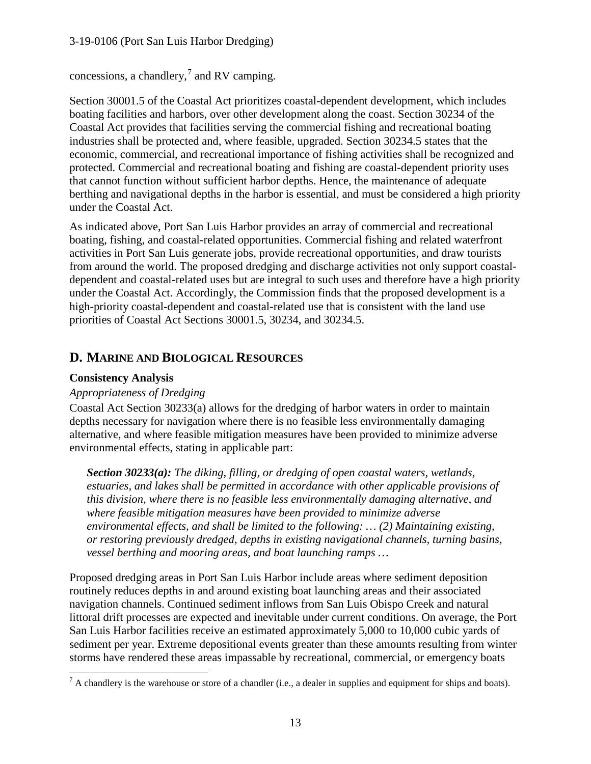concessions, a chandlery,[7] and RV camping.

Section 30001.5 of the Coastal Act prioritizes coastal-dependent development, which includes boating facilities and harbors, over other development along the coast. Section 30234 of the Coastal Act provides that facilities serving the commercial fishing and recreational boating industries shall be protected and, where feasible, upgraded. Section 30234.5 states that the economic, commercial, and recreational importance of fishing activities shall be recognized and protected. Commercial and recreational boating and fishing are coastal-dependent priority uses that cannot function without sufficient harbor depths. Hence, the maintenance of adequate berthing and navigational depths in the harbor is essential, and must be considered a high priority under the Coastal Act.

As indicated above, Port San Luis Harbor provides an array of commercial and recreational boating, fishing, and coastal-related opportunities. Commercial fishing and related waterfront activities in Port San Luis generate jobs, provide recreational opportunities, and draw tourists from around the world. The proposed dredging and discharge activities not only support coastal-dependent and coastal-related uses but are integral to such uses and therefore have a high priority under the Coastal Act. Accordingly, the Commission finds that the proposed development is a high-priority coastal-dependent and coastal-related use that is consistent with the land use priorities of Coastal Act Sections 30001.5, 30234, and 30234.5.

## D. Marine and Biological Resources

**Consistency Analysis**

*Appropriateness of Dredging*

Coastal Act Section 30233(a) allows for the dredging of harbor waters in order to maintain depths necessary for navigation where there is no feasible less environmentally damaging alternative, and where feasible mitigation measures have been provided to minimize adverse environmental effects, stating in applicable part:

> ***Section 30233(a):*** *The diking, filling, or dredging of open coastal waters, wetlands, estuaries, and lakes shall be permitted in accordance with other applicable provisions of this division, where there is no feasible less environmentally damaging alternative, and where feasible mitigation measures have been provided to minimize adverse environmental effects, and shall be limited to the following: … (2) Maintaining existing, or restoring previously dredged, depths in existing navigational channels, turning basins, vessel berthing and mooring areas, and boat launching ramps …*

Proposed dredging areas in Port San Luis Harbor include areas where sediment deposition routinely reduces depths in and around existing boat launching areas and their associated navigation channels. Continued sediment inflows from San Luis Obispo Creek and natural littoral drift processes are expected and inevitable under current conditions. On average, the Port San Luis Harbor facilities receive an estimated approximately 5,000 to 10,000 cubic yards of sediment per year. Extreme depositional events greater than these amounts resulting from winter storms have rendered these areas impassable by recreational, commercial, or emergency boats

[7] A chandlery is the warehouse or store of a chandler (i.e., a dealer in supplies and equipment for ships and boats).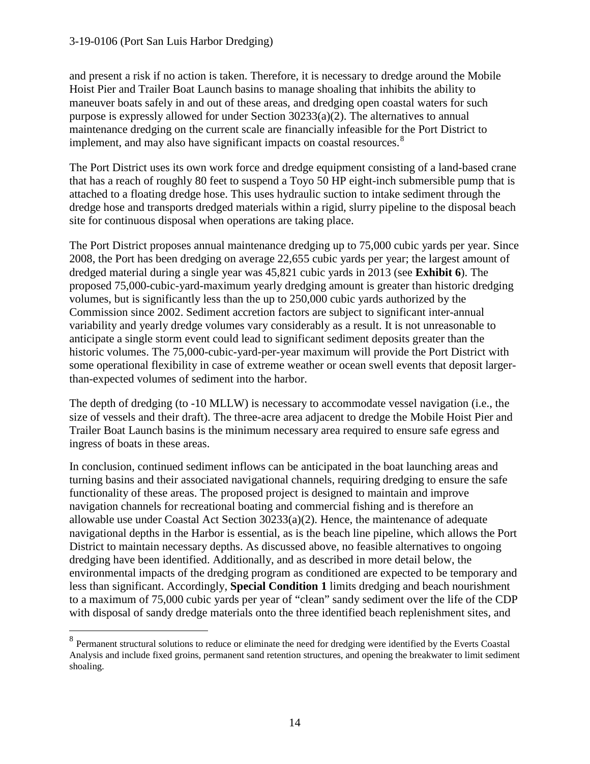and present a risk if no action is taken. Therefore, it is necessary to dredge around the Mobile Hoist Pier and Trailer Boat Launch basins to manage shoaling that inhibits the ability to maneuver boats safely in and out of these areas, and dredging open coastal waters for such purpose is expressly allowed for under Section 30233(a)(2). The alternatives to annual maintenance dredging on the current scale are financially infeasible for the Port District to implement, and may also have significant impacts on coastal resources.[8]

The Port District uses its own work force and dredge equipment consisting of a land-based crane that has a reach of roughly 80 feet to suspend a Toyo 50 HP eight-inch submersible pump that is attached to a floating dredge hose. This uses hydraulic suction to intake sediment through the dredge hose and transports dredged materials within a rigid, slurry pipeline to the disposal beach site for continuous disposal when operations are taking place.

The Port District proposes annual maintenance dredging up to 75,000 cubic yards per year. Since 2008, the Port has been dredging on average 22,655 cubic yards per year; the largest amount of dredged material during a single year was 45,821 cubic yards in 2013 (see **Exhibit 6**). The proposed 75,000-cubic-yard-maximum yearly dredging amount is greater than historic dredging volumes, but is significantly less than the up to 250,000 cubic yards authorized by the Commission since 2002. Sediment accretion factors are subject to significant inter-annual variability and yearly dredge volumes vary considerably as a result. It is not unreasonable to anticipate a single storm event could lead to significant sediment deposits greater than the historic volumes. The 75,000-cubic-yard-per-year maximum will provide the Port District with some operational flexibility in case of extreme weather or ocean swell events that deposit larger-than-expected volumes of sediment into the harbor.

The depth of dredging (to -10 MLLW) is necessary to accommodate vessel navigation (i.e., the size of vessels and their draft). The three-acre area adjacent to dredge the Mobile Hoist Pier and Trailer Boat Launch basins is the minimum necessary area required to ensure safe egress and ingress of boats in these areas.

In conclusion, continued sediment inflows can be anticipated in the boat launching areas and turning basins and their associated navigational channels, requiring dredging to ensure the safe functionality of these areas. The proposed project is designed to maintain and improve navigation channels for recreational boating and commercial fishing and is therefore an allowable use under Coastal Act Section 30233(a)(2). Hence, the maintenance of adequate navigational depths in the Harbor is essential, as is the beach line pipeline, which allows the Port District to maintain necessary depths. As discussed above, no feasible alternatives to ongoing dredging have been identified. Additionally, and as described in more detail below, the environmental impacts of the dredging program as conditioned are expected to be temporary and less than significant. Accordingly, **Special Condition 1** limits dredging and beach nourishment to a maximum of 75,000 cubic yards per year of "clean" sandy sediment over the life of the CDP with disposal of sandy dredge materials onto the three identified beach replenishment sites, and

---

[8] Permanent structural solutions to reduce or eliminate the need for dredging were identified by the Everts Coastal Analysis and include fixed groins, permanent sand retention structures, and opening the breakwater to limit sediment shoaling.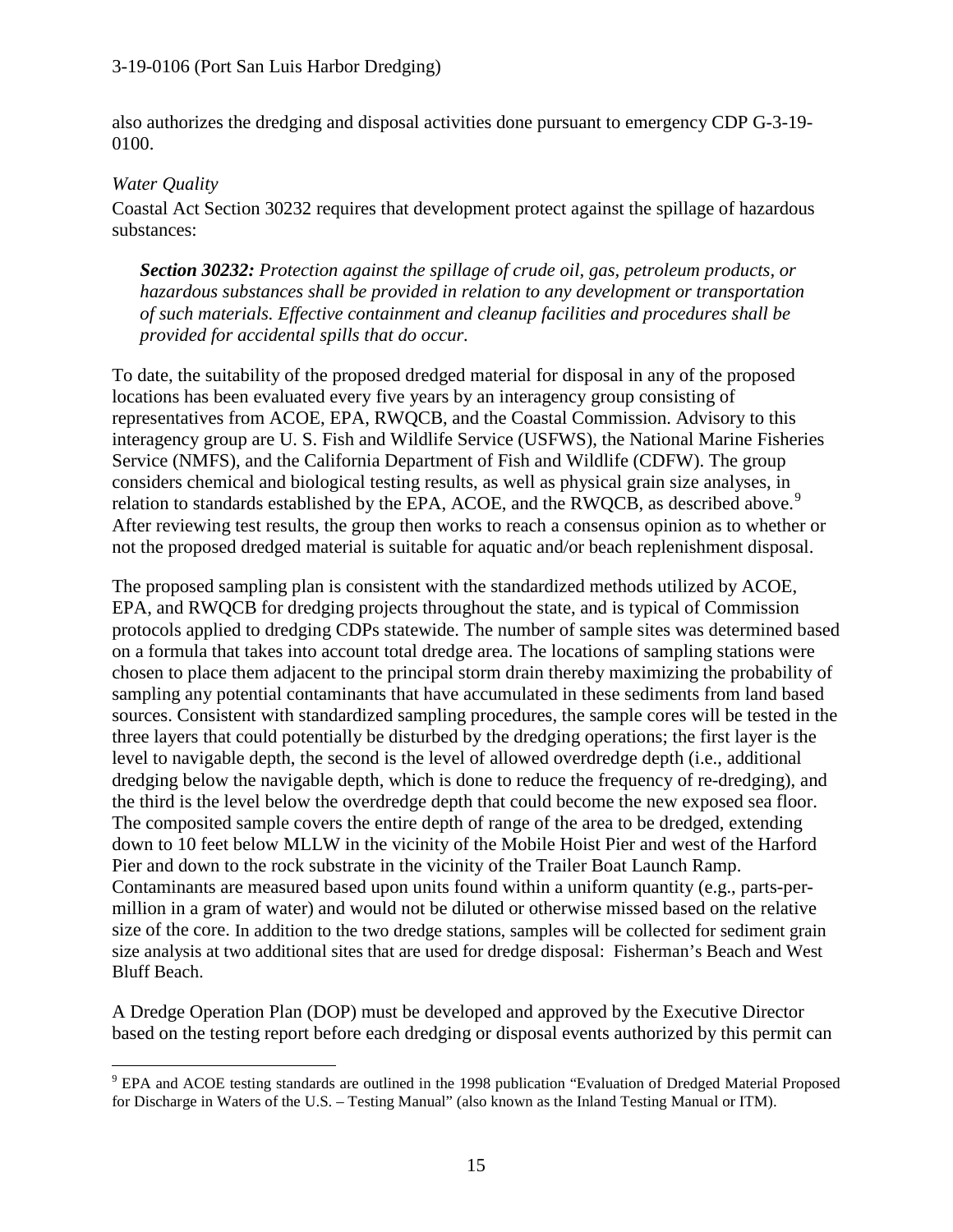also authorizes the dredging and disposal activities done pursuant to emergency CDP G-3-19-0100.

*Water Quality*

Coastal Act Section 30232 requires that development protect against the spillage of hazardous substances:

> ***Section 30232:*** *Protection against the spillage of crude oil, gas, petroleum products, or hazardous substances shall be provided in relation to any development or transportation of such materials. Effective containment and cleanup facilities and procedures shall be provided for accidental spills that do occur.*

To date, the suitability of the proposed dredged material for disposal in any of the proposed locations has been evaluated every five years by an interagency group consisting of representatives from ACOE, EPA, RWQCB, and the Coastal Commission. Advisory to this interagency group are U. S. Fish and Wildlife Service (USFWS), the National Marine Fisheries Service (NMFS), and the California Department of Fish and Wildlife (CDFW). The group considers chemical and biological testing results, as well as physical grain size analyses, in relation to standards established by the EPA, ACOE, and the RWQCB, as described above.[9] After reviewing test results, the group then works to reach a consensus opinion as to whether or not the proposed dredged material is suitable for aquatic and/or beach replenishment disposal.

The proposed sampling plan is consistent with the standardized methods utilized by ACOE, EPA, and RWQCB for dredging projects throughout the state, and is typical of Commission protocols applied to dredging CDPs statewide. The number of sample sites was determined based on a formula that takes into account total dredge area. The locations of sampling stations were chosen to place them adjacent to the principal storm drain thereby maximizing the probability of sampling any potential contaminants that have accumulated in these sediments from land based sources. Consistent with standardized sampling procedures, the sample cores will be tested in the three layers that could potentially be disturbed by the dredging operations; the first layer is the level to navigable depth, the second is the level of allowed overdredge depth (i.e., additional dredging below the navigable depth, which is done to reduce the frequency of re-dredging), and the third is the level below the overdredge depth that could become the new exposed sea floor. The composited sample covers the entire depth of range of the area to be dredged, extending down to 10 feet below MLLW in the vicinity of the Mobile Hoist Pier and west of the Harford Pier and down to the rock substrate in the vicinity of the Trailer Boat Launch Ramp. Contaminants are measured based upon units found within a uniform quantity (e.g., parts-per-million in a gram of water) and would not be diluted or otherwise missed based on the relative size of the core. In addition to the two dredge stations, samples will be collected for sediment grain size analysis at two additional sites that are used for dredge disposal: Fisherman's Beach and West Bluff Beach.

A Dredge Operation Plan (DOP) must be developed and approved by the Executive Director based on the testing report before each dredging or disposal events authorized by this permit can

---

[9] EPA and ACOE testing standards are outlined in the 1998 publication "Evaluation of Dredged Material Proposed for Discharge in Waters of the U.S. – Testing Manual" (also known as the Inland Testing Manual or ITM).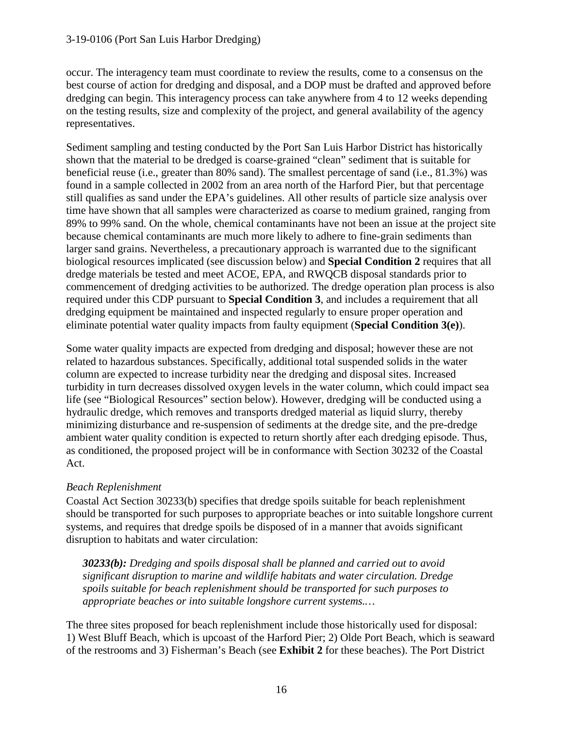occur. The interagency team must coordinate to review the results, come to a consensus on the best course of action for dredging and disposal, and a DOP must be drafted and approved before dredging can begin. This interagency process can take anywhere from 4 to 12 weeks depending on the testing results, size and complexity of the project, and general availability of the agency representatives.

Sediment sampling and testing conducted by the Port San Luis Harbor District has historically shown that the material to be dredged is coarse-grained "clean" sediment that is suitable for beneficial reuse (i.e., greater than 80% sand). The smallest percentage of sand (i.e., 81.3%) was found in a sample collected in 2002 from an area north of the Harford Pier, but that percentage still qualifies as sand under the EPA's guidelines. All other results of particle size analysis over time have shown that all samples were characterized as coarse to medium grained, ranging from 89% to 99% sand. On the whole, chemical contaminants have not been an issue at the project site because chemical contaminants are much more likely to adhere to fine-grain sediments than larger sand grains. Nevertheless, a precautionary approach is warranted due to the significant biological resources implicated (see discussion below) and **Special Condition 2** requires that all dredge materials be tested and meet ACOE, EPA, and RWQCB disposal standards prior to commencement of dredging activities to be authorized. The dredge operation plan process is also required under this CDP pursuant to **Special Condition 3**, and includes a requirement that all dredging equipment be maintained and inspected regularly to ensure proper operation and eliminate potential water quality impacts from faulty equipment (**Special Condition 3(e)**).

Some water quality impacts are expected from dredging and disposal; however these are not related to hazardous substances. Specifically, additional total suspended solids in the water column are expected to increase turbidity near the dredging and disposal sites. Increased turbidity in turn decreases dissolved oxygen levels in the water column, which could impact sea life (see "Biological Resources" section below). However, dredging will be conducted using a hydraulic dredge, which removes and transports dredged material as liquid slurry, thereby minimizing disturbance and re-suspension of sediments at the dredge site, and the pre-dredge ambient water quality condition is expected to return shortly after each dredging episode. Thus, as conditioned, the proposed project will be in conformance with Section 30232 of the Coastal Act.

*Beach Replenishment*

Coastal Act Section 30233(b) specifies that dredge spoils suitable for beach replenishment should be transported for such purposes to appropriate beaches or into suitable longshore current systems, and requires that dredge spoils be disposed of in a manner that avoids significant disruption to habitats and water circulation:

> ***30233(b):*** *Dredging and spoils disposal shall be planned and carried out to avoid significant disruption to marine and wildlife habitats and water circulation. Dredge spoils suitable for beach replenishment should be transported for such purposes to appropriate beaches or into suitable longshore current systems.…*

The three sites proposed for beach replenishment include those historically used for disposal: 1) West Bluff Beach, which is upcoast of the Harford Pier; 2) Olde Port Beach, which is seaward of the restrooms and 3) Fisherman's Beach (see **Exhibit 2** for these beaches). The Port District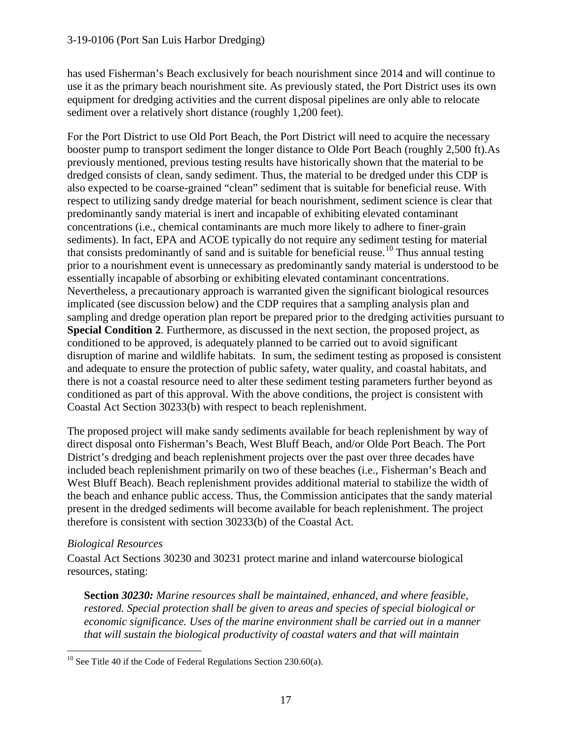has used Fisherman's Beach exclusively for beach nourishment since 2014 and will continue to use it as the primary beach nourishment site. As previously stated, the Port District uses its own equipment for dredging activities and the current disposal pipelines are only able to relocate sediment over a relatively short distance (roughly 1,200 feet).

For the Port District to use Old Port Beach, the Port District will need to acquire the necessary booster pump to transport sediment the longer distance to Olde Port Beach (roughly 2,500 ft).As previously mentioned, previous testing results have historically shown that the material to be dredged consists of clean, sandy sediment. Thus, the material to be dredged under this CDP is also expected to be coarse-grained "clean" sediment that is suitable for beneficial reuse. With respect to utilizing sandy dredge material for beach nourishment, sediment science is clear that predominantly sandy material is inert and incapable of exhibiting elevated contaminant concentrations (i.e., chemical contaminants are much more likely to adhere to finer-grain sediments). In fact, EPA and ACOE typically do not require any sediment testing for material that consists predominantly of sand and is suitable for beneficial reuse.[10] Thus annual testing prior to a nourishment event is unnecessary as predominantly sandy material is understood to be essentially incapable of absorbing or exhibiting elevated contaminant concentrations. Nevertheless, a precautionary approach is warranted given the significant biological resources implicated (see discussion below) and the CDP requires that a sampling analysis plan and sampling and dredge operation plan report be prepared prior to the dredging activities pursuant to **Special Condition 2**. Furthermore, as discussed in the next section, the proposed project, as conditioned to be approved, is adequately planned to be carried out to avoid significant disruption of marine and wildlife habitats. In sum, the sediment testing as proposed is consistent and adequate to ensure the protection of public safety, water quality, and coastal habitats, and there is not a coastal resource need to alter these sediment testing parameters further beyond as conditioned as part of this approval. With the above conditions, the project is consistent with Coastal Act Section 30233(b) with respect to beach replenishment.

The proposed project will make sandy sediments available for beach replenishment by way of direct disposal onto Fisherman's Beach, West Bluff Beach, and/or Olde Port Beach. The Port District's dredging and beach replenishment projects over the past over three decades have included beach replenishment primarily on two of these beaches (i.e., Fisherman's Beach and West Bluff Beach). Beach replenishment provides additional material to stabilize the width of the beach and enhance public access. Thus, the Commission anticipates that the sandy material present in the dredged sediments will become available for beach replenishment. The project therefore is consistent with section 30233(b) of the Coastal Act.

*Biological Resources*

Coastal Act Sections 30230 and 30231 protect marine and inland watercourse biological resources, stating:

> **Section** ***30230:*** *Marine resources shall be maintained, enhanced, and where feasible, restored. Special protection shall be given to areas and species of special biological or economic significance. Uses of the marine environment shall be carried out in a manner that will sustain the biological productivity of coastal waters and that will maintain*

[10] See Title 40 if the Code of Federal Regulations Section 230.60(a).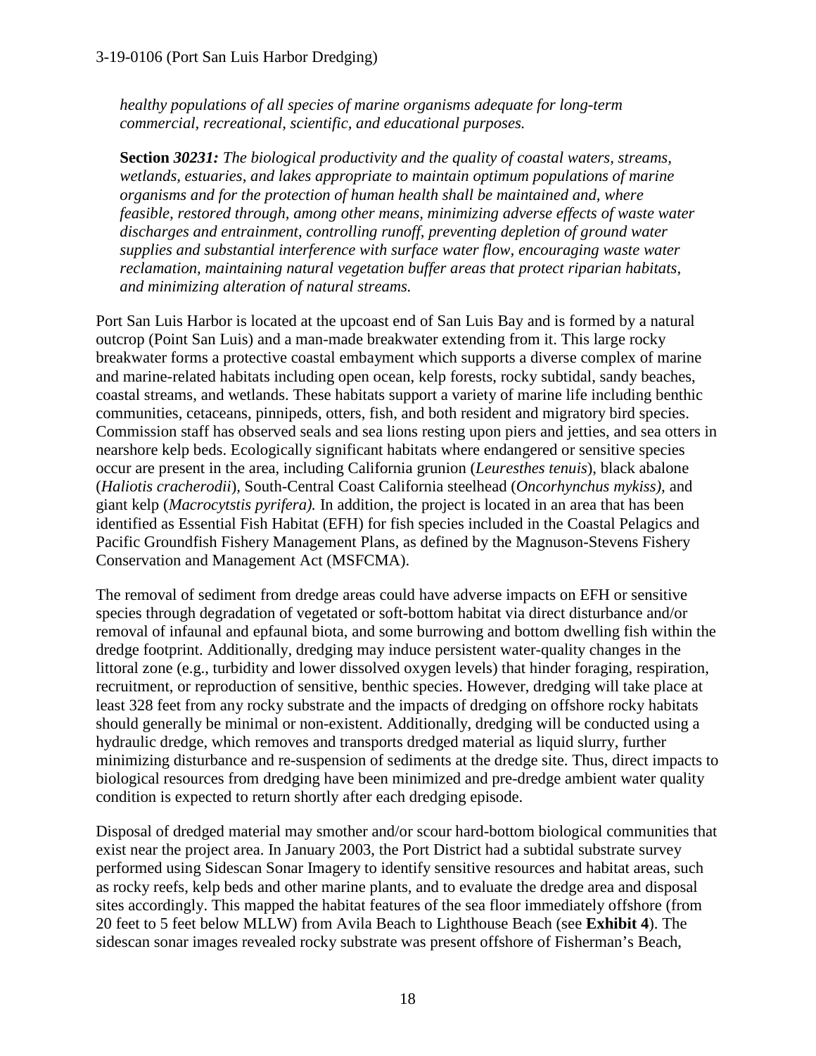*healthy populations of all species of marine organisms adequate for long-term commercial, recreational, scientific, and educational purposes.*

**Section** ***30231:*** *The biological productivity and the quality of coastal waters, streams, wetlands, estuaries, and lakes appropriate to maintain optimum populations of marine organisms and for the protection of human health shall be maintained and, where feasible, restored through, among other means, minimizing adverse effects of waste water discharges and entrainment, controlling runoff, preventing depletion of ground water supplies and substantial interference with surface water flow, encouraging waste water reclamation, maintaining natural vegetation buffer areas that protect riparian habitats, and minimizing alteration of natural streams.*

Port San Luis Harbor is located at the upcoast end of San Luis Bay and is formed by a natural outcrop (Point San Luis) and a man-made breakwater extending from it. This large rocky breakwater forms a protective coastal embayment which supports a diverse complex of marine and marine-related habitats including open ocean, kelp forests, rocky subtidal, sandy beaches, coastal streams, and wetlands. These habitats support a variety of marine life including benthic communities, cetaceans, pinnipeds, otters, fish, and both resident and migratory bird species. Commission staff has observed seals and sea lions resting upon piers and jetties, and sea otters in nearshore kelp beds. Ecologically significant habitats where endangered or sensitive species occur are present in the area, including California grunion (*Leuresthes tenuis*), black abalone (*Haliotis cracherodii*), South-Central Coast California steelhead (*Oncorhynchus mykiss),* and giant kelp (*Macrocytstis pyrifera).* In addition, the project is located in an area that has been identified as Essential Fish Habitat (EFH) for fish species included in the Coastal Pelagics and Pacific Groundfish Fishery Management Plans, as defined by the Magnuson-Stevens Fishery Conservation and Management Act (MSFCMA).

The removal of sediment from dredge areas could have adverse impacts on EFH or sensitive species through degradation of vegetated or soft-bottom habitat via direct disturbance and/or removal of infaunal and epfaunal biota, and some burrowing and bottom dwelling fish within the dredge footprint. Additionally, dredging may induce persistent water-quality changes in the littoral zone (e.g., turbidity and lower dissolved oxygen levels) that hinder foraging, respiration, recruitment, or reproduction of sensitive, benthic species. However, dredging will take place at least 328 feet from any rocky substrate and the impacts of dredging on offshore rocky habitats should generally be minimal or non-existent. Additionally, dredging will be conducted using a hydraulic dredge, which removes and transports dredged material as liquid slurry, further minimizing disturbance and re-suspension of sediments at the dredge site. Thus, direct impacts to biological resources from dredging have been minimized and pre-dredge ambient water quality condition is expected to return shortly after each dredging episode.

Disposal of dredged material may smother and/or scour hard-bottom biological communities that exist near the project area. In January 2003, the Port District had a subtidal substrate survey performed using Sidescan Sonar Imagery to identify sensitive resources and habitat areas, such as rocky reefs, kelp beds and other marine plants, and to evaluate the dredge area and disposal sites accordingly. This mapped the habitat features of the sea floor immediately offshore (from 20 feet to 5 feet below MLLW) from Avila Beach to Lighthouse Beach (see **Exhibit 4**). The sidescan sonar images revealed rocky substrate was present offshore of Fisherman's Beach,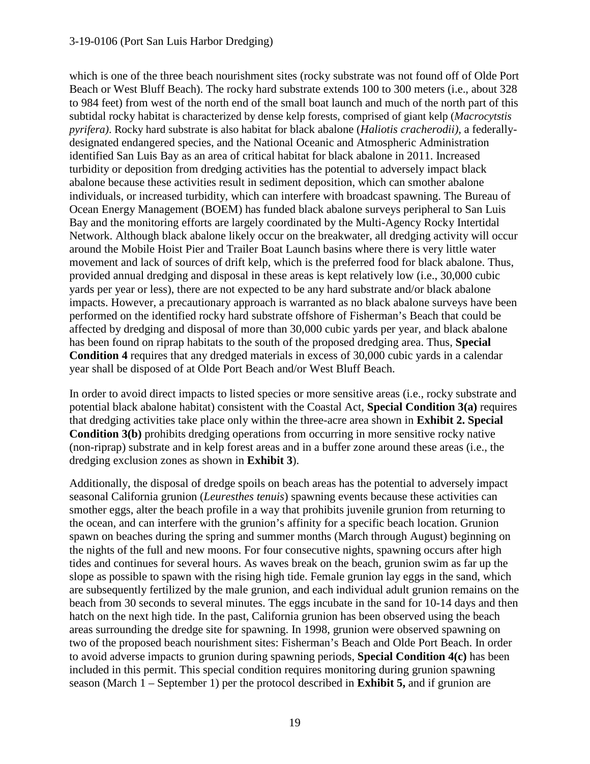which is one of the three beach nourishment sites (rocky substrate was not found off of Olde Port Beach or West Bluff Beach). The rocky hard substrate extends 100 to 300 meters (i.e., about 328 to 984 feet) from west of the north end of the small boat launch and much of the north part of this subtidal rocky habitat is characterized by dense kelp forests, comprised of giant kelp (*Macrocytstis pyrifera)*. Rocky hard substrate is also habitat for black abalone (*Haliotis cracherodii)*, a federally-designated endangered species, and the National Oceanic and Atmospheric Administration identified San Luis Bay as an area of critical habitat for black abalone in 2011. Increased turbidity or deposition from dredging activities has the potential to adversely impact black abalone because these activities result in sediment deposition, which can smother abalone individuals, or increased turbidity, which can interfere with broadcast spawning. The Bureau of Ocean Energy Management (BOEM) has funded black abalone surveys peripheral to San Luis Bay and the monitoring efforts are largely coordinated by the Multi-Agency Rocky Intertidal Network. Although black abalone likely occur on the breakwater, all dredging activity will occur around the Mobile Hoist Pier and Trailer Boat Launch basins where there is very little water movement and lack of sources of drift kelp, which is the preferred food for black abalone. Thus, provided annual dredging and disposal in these areas is kept relatively low (i.e., 30,000 cubic yards per year or less), there are not expected to be any hard substrate and/or black abalone impacts. However, a precautionary approach is warranted as no black abalone surveys have been performed on the identified rocky hard substrate offshore of Fisherman's Beach that could be affected by dredging and disposal of more than 30,000 cubic yards per year, and black abalone has been found on riprap habitats to the south of the proposed dredging area. Thus, **Special Condition 4** requires that any dredged materials in excess of 30,000 cubic yards in a calendar year shall be disposed of at Olde Port Beach and/or West Bluff Beach.

In order to avoid direct impacts to listed species or more sensitive areas (i.e., rocky substrate and potential black abalone habitat) consistent with the Coastal Act, **Special Condition 3(a)** requires that dredging activities take place only within the three-acre area shown in **Exhibit 2. Special Condition 3(b)** prohibits dredging operations from occurring in more sensitive rocky native (non-riprap) substrate and in kelp forest areas and in a buffer zone around these areas (i.e., the dredging exclusion zones as shown in **Exhibit 3**).

Additionally, the disposal of dredge spoils on beach areas has the potential to adversely impact seasonal California grunion (*Leuresthes tenuis*) spawning events because these activities can smother eggs, alter the beach profile in a way that prohibits juvenile grunion from returning to the ocean, and can interfere with the grunion's affinity for a specific beach location. Grunion spawn on beaches during the spring and summer months (March through August) beginning on the nights of the full and new moons. For four consecutive nights, spawning occurs after high tides and continues for several hours. As waves break on the beach, grunion swim as far up the slope as possible to spawn with the rising high tide. Female grunion lay eggs in the sand, which are subsequently fertilized by the male grunion, and each individual adult grunion remains on the beach from 30 seconds to several minutes. The eggs incubate in the sand for 10-14 days and then hatch on the next high tide. In the past, California grunion has been observed using the beach areas surrounding the dredge site for spawning. In 1998, grunion were observed spawning on two of the proposed beach nourishment sites: Fisherman's Beach and Olde Port Beach. In order to avoid adverse impacts to grunion during spawning periods, **Special Condition 4(c)** has been included in this permit. This special condition requires monitoring during grunion spawning season (March 1 – September 1) per the protocol described in **Exhibit 5,** and if grunion are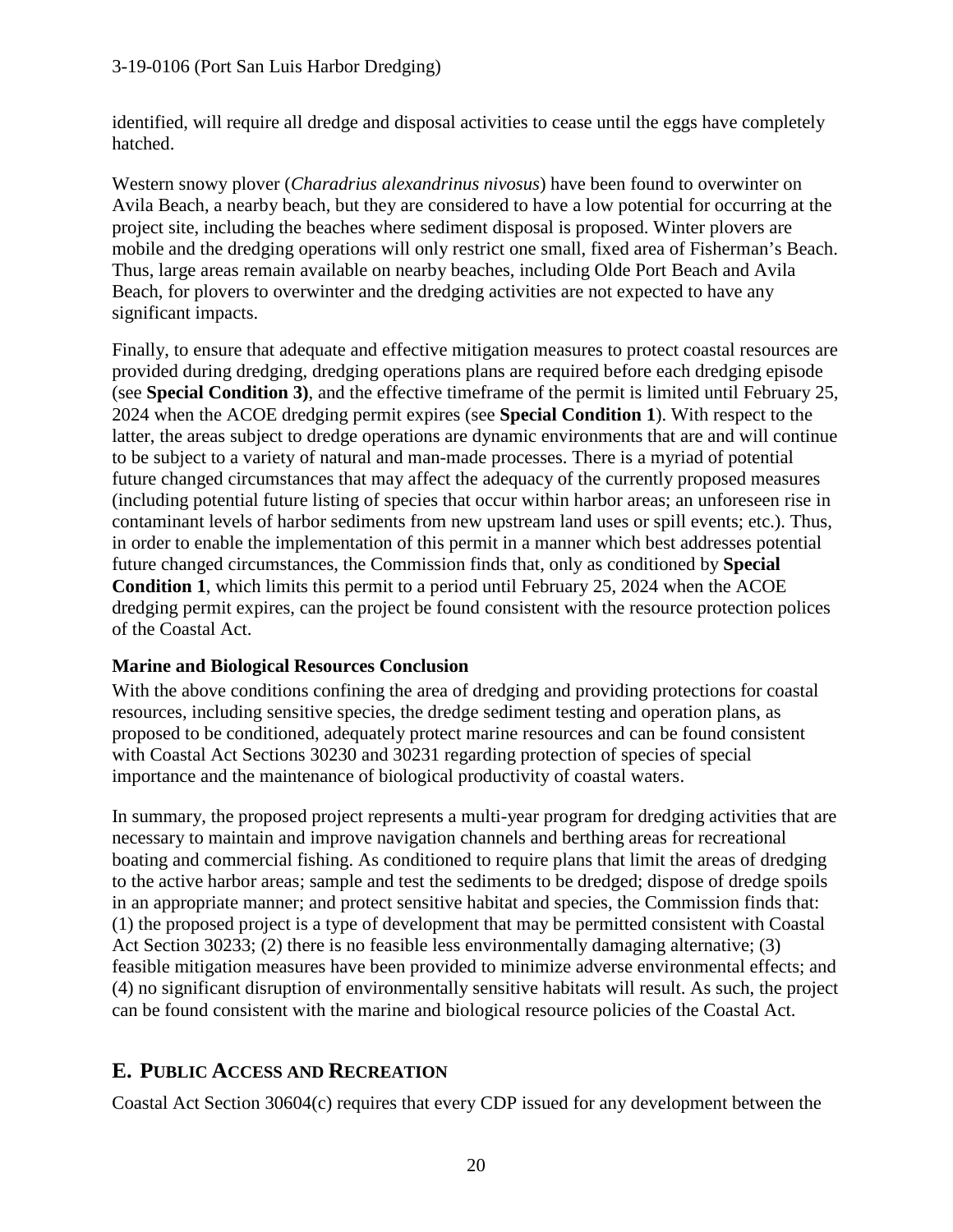identified, will require all dredge and disposal activities to cease until the eggs have completely hatched.

Western snowy plover (*Charadrius alexandrinus nivosus*) have been found to overwinter on Avila Beach, a nearby beach, but they are considered to have a low potential for occurring at the project site, including the beaches where sediment disposal is proposed. Winter plovers are mobile and the dredging operations will only restrict one small, fixed area of Fisherman's Beach. Thus, large areas remain available on nearby beaches, including Olde Port Beach and Avila Beach, for plovers to overwinter and the dredging activities are not expected to have any significant impacts.

Finally, to ensure that adequate and effective mitigation measures to protect coastal resources are provided during dredging, dredging operations plans are required before each dredging episode (see **Special Condition 3)**, and the effective timeframe of the permit is limited until February 25, 2024 when the ACOE dredging permit expires (see **Special Condition 1**). With respect to the latter, the areas subject to dredge operations are dynamic environments that are and will continue to be subject to a variety of natural and man-made processes. There is a myriad of potential future changed circumstances that may affect the adequacy of the currently proposed measures (including potential future listing of species that occur within harbor areas; an unforeseen rise in contaminant levels of harbor sediments from new upstream land uses or spill events; etc.). Thus, in order to enable the implementation of this permit in a manner which best addresses potential future changed circumstances, the Commission finds that, only as conditioned by **Special Condition 1**, which limits this permit to a period until February 25, 2024 when the ACOE dredging permit expires, can the project be found consistent with the resource protection polices of the Coastal Act.

**Marine and Biological Resources Conclusion**

With the above conditions confining the area of dredging and providing protections for coastal resources, including sensitive species, the dredge sediment testing and operation plans, as proposed to be conditioned, adequately protect marine resources and can be found consistent with Coastal Act Sections 30230 and 30231 regarding protection of species of special importance and the maintenance of biological productivity of coastal waters.

In summary, the proposed project represents a multi-year program for dredging activities that are necessary to maintain and improve navigation channels and berthing areas for recreational boating and commercial fishing. As conditioned to require plans that limit the areas of dredging to the active harbor areas; sample and test the sediments to be dredged; dispose of dredge spoils in an appropriate manner; and protect sensitive habitat and species, the Commission finds that: (1) the proposed project is a type of development that may be permitted consistent with Coastal Act Section 30233; (2) there is no feasible less environmentally damaging alternative; (3) feasible mitigation measures have been provided to minimize adverse environmental effects; and (4) no significant disruption of environmentally sensitive habitats will result. As such, the project can be found consistent with the marine and biological resource policies of the Coastal Act.

## E. Public Access and Recreation

Coastal Act Section 30604(c) requires that every CDP issued for any development between the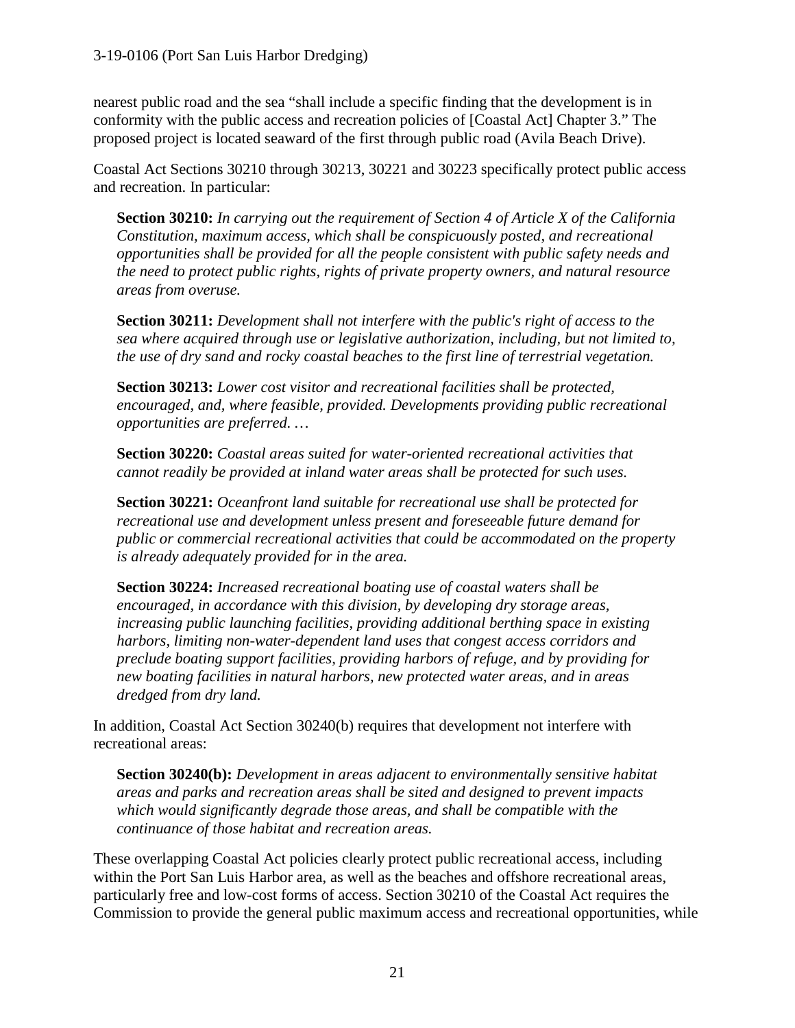nearest public road and the sea "shall include a specific finding that the development is in conformity with the public access and recreation policies of [Coastal Act] Chapter 3." The proposed project is located seaward of the first through public road (Avila Beach Drive).

Coastal Act Sections 30210 through 30213, 30221 and 30223 specifically protect public access and recreation. In particular:

> **Section 30210:** *In carrying out the requirement of Section 4 of Article X of the California Constitution, maximum access, which shall be conspicuously posted, and recreational opportunities shall be provided for all the people consistent with public safety needs and the need to protect public rights, rights of private property owners, and natural resource areas from overuse.*
>
> **Section 30211:** *Development shall not interfere with the public's right of access to the sea where acquired through use or legislative authorization, including, but not limited to, the use of dry sand and rocky coastal beaches to the first line of terrestrial vegetation.*
>
> **Section 30213:** *Lower cost visitor and recreational facilities shall be protected, encouraged, and, where feasible, provided. Developments providing public recreational opportunities are preferred. …*
>
> **Section 30220:** *Coastal areas suited for water-oriented recreational activities that cannot readily be provided at inland water areas shall be protected for such uses.*
>
> **Section 30221:** *Oceanfront land suitable for recreational use shall be protected for recreational use and development unless present and foreseeable future demand for public or commercial recreational activities that could be accommodated on the property is already adequately provided for in the area.*
>
> **Section 30224:** *Increased recreational boating use of coastal waters shall be encouraged, in accordance with this division, by developing dry storage areas, increasing public launching facilities, providing additional berthing space in existing harbors, limiting non-water-dependent land uses that congest access corridors and preclude boating support facilities, providing harbors of refuge, and by providing for new boating facilities in natural harbors, new protected water areas, and in areas dredged from dry land.*

In addition, Coastal Act Section 30240(b) requires that development not interfere with recreational areas:

> **Section 30240(b):** *Development in areas adjacent to environmentally sensitive habitat areas and parks and recreation areas shall be sited and designed to prevent impacts which would significantly degrade those areas, and shall be compatible with the continuance of those habitat and recreation areas.*

These overlapping Coastal Act policies clearly protect public recreational access, including within the Port San Luis Harbor area, as well as the beaches and offshore recreational areas, particularly free and low-cost forms of access. Section 30210 of the Coastal Act requires the Commission to provide the general public maximum access and recreational opportunities, while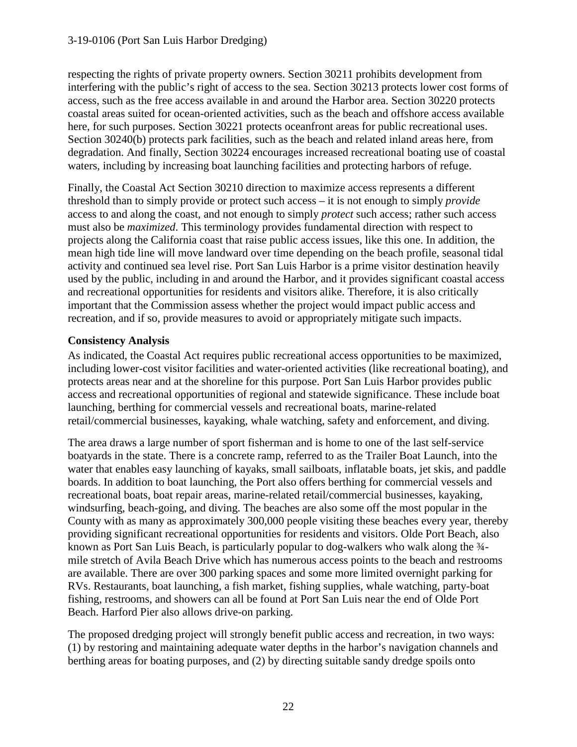respecting the rights of private property owners. Section 30211 prohibits development from interfering with the public's right of access to the sea. Section 30213 protects lower cost forms of access, such as the free access available in and around the Harbor area. Section 30220 protects coastal areas suited for ocean-oriented activities, such as the beach and offshore access available here, for such purposes. Section 30221 protects oceanfront areas for public recreational uses. Section 30240(b) protects park facilities, such as the beach and related inland areas here, from degradation. And finally, Section 30224 encourages increased recreational boating use of coastal waters, including by increasing boat launching facilities and protecting harbors of refuge.

Finally, the Coastal Act Section 30210 direction to maximize access represents a different threshold than to simply provide or protect such access – it is not enough to simply *provide* access to and along the coast, and not enough to simply *protect* such access; rather such access must also be *maximized*. This terminology provides fundamental direction with respect to projects along the California coast that raise public access issues, like this one. In addition, the mean high tide line will move landward over time depending on the beach profile, seasonal tidal activity and continued sea level rise. Port San Luis Harbor is a prime visitor destination heavily used by the public, including in and around the Harbor, and it provides significant coastal access and recreational opportunities for residents and visitors alike. Therefore, it is also critically important that the Commission assess whether the project would impact public access and recreation, and if so, provide measures to avoid or appropriately mitigate such impacts.

**Consistency Analysis**

As indicated, the Coastal Act requires public recreational access opportunities to be maximized, including lower-cost visitor facilities and water-oriented activities (like recreational boating), and protects areas near and at the shoreline for this purpose. Port San Luis Harbor provides public access and recreational opportunities of regional and statewide significance. These include boat launching, berthing for commercial vessels and recreational boats, marine-related retail/commercial businesses, kayaking, whale watching, safety and enforcement, and diving.

The area draws a large number of sport fisherman and is home to one of the last self-service boatyards in the state. There is a concrete ramp, referred to as the Trailer Boat Launch, into the water that enables easy launching of kayaks, small sailboats, inflatable boats, jet skis, and paddle boards. In addition to boat launching, the Port also offers berthing for commercial vessels and recreational boats, boat repair areas, marine-related retail/commercial businesses, kayaking, windsurfing, beach-going, and diving. The beaches are also some off the most popular in the County with as many as approximately 300,000 people visiting these beaches every year, thereby providing significant recreational opportunities for residents and visitors. Olde Port Beach, also known as Port San Luis Beach, is particularly popular to dog-walkers who walk along the ¾-mile stretch of Avila Beach Drive which has numerous access points to the beach and restrooms are available. There are over 300 parking spaces and some more limited overnight parking for RVs. Restaurants, boat launching, a fish market, fishing supplies, whale watching, party-boat fishing, restrooms, and showers can all be found at Port San Luis near the end of Olde Port Beach. Harford Pier also allows drive-on parking.

The proposed dredging project will strongly benefit public access and recreation, in two ways: (1) by restoring and maintaining adequate water depths in the harbor's navigation channels and berthing areas for boating purposes, and (2) by directing suitable sandy dredge spoils onto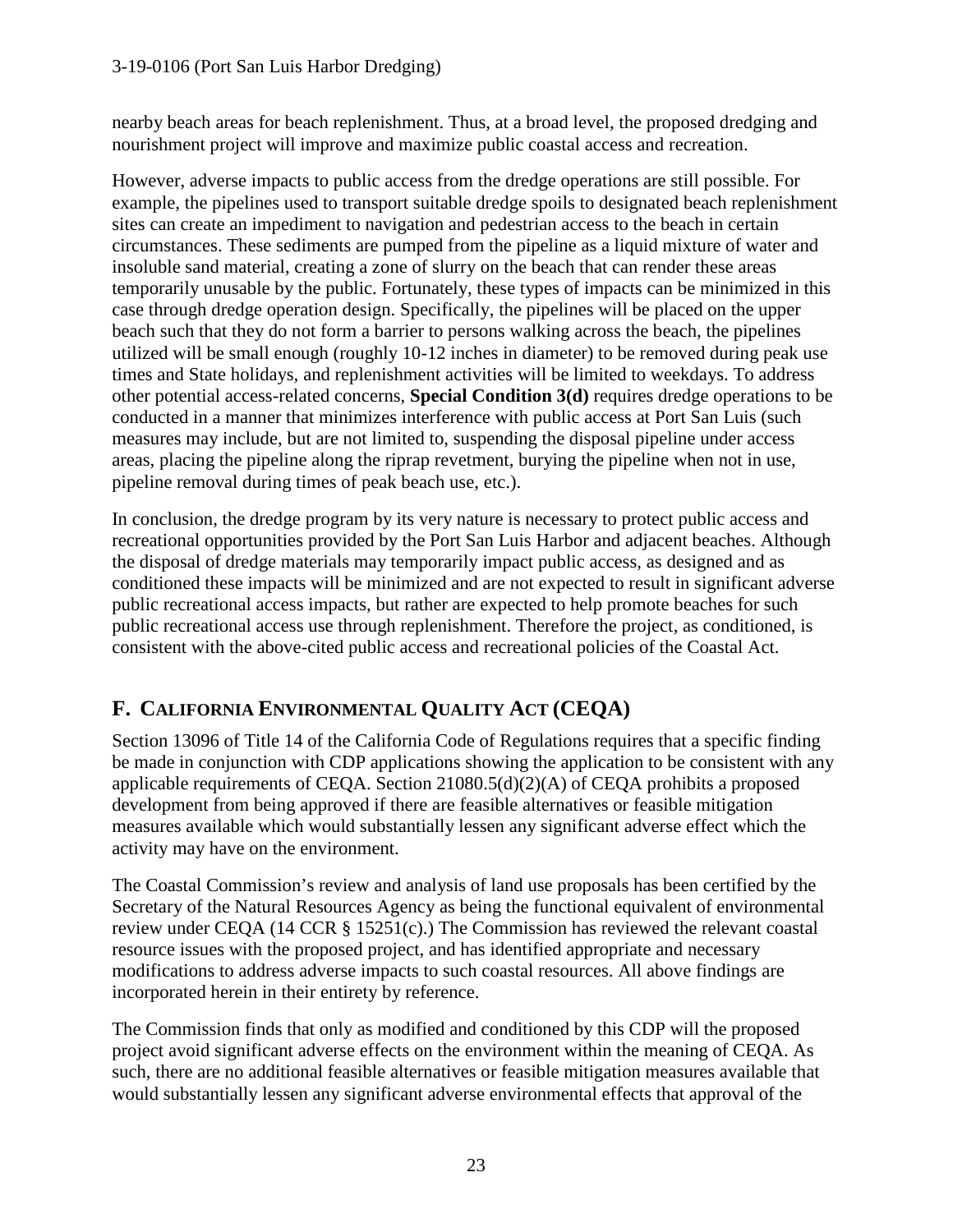nearby beach areas for beach replenishment. Thus, at a broad level, the proposed dredging and nourishment project will improve and maximize public coastal access and recreation.

However, adverse impacts to public access from the dredge operations are still possible. For example, the pipelines used to transport suitable dredge spoils to designated beach replenishment sites can create an impediment to navigation and pedestrian access to the beach in certain circumstances. These sediments are pumped from the pipeline as a liquid mixture of water and insoluble sand material, creating a zone of slurry on the beach that can render these areas temporarily unusable by the public. Fortunately, these types of impacts can be minimized in this case through dredge operation design. Specifically, the pipelines will be placed on the upper beach such that they do not form a barrier to persons walking across the beach, the pipelines utilized will be small enough (roughly 10-12 inches in diameter) to be removed during peak use times and State holidays, and replenishment activities will be limited to weekdays. To address other potential access-related concerns, **Special Condition 3(d)** requires dredge operations to be conducted in a manner that minimizes interference with public access at Port San Luis (such measures may include, but are not limited to, suspending the disposal pipeline under access areas, placing the pipeline along the riprap revetment, burying the pipeline when not in use, pipeline removal during times of peak beach use, etc.).

In conclusion, the dredge program by its very nature is necessary to protect public access and recreational opportunities provided by the Port San Luis Harbor and adjacent beaches. Although the disposal of dredge materials may temporarily impact public access, as designed and as conditioned these impacts will be minimized and are not expected to result in significant adverse public recreational access impacts, but rather are expected to help promote beaches for such public recreational access use through replenishment. Therefore the project, as conditioned, is consistent with the above-cited public access and recreational policies of the Coastal Act.

## F. CALIFORNIA ENVIRONMENTAL QUALITY ACT (CEQA)

Section 13096 of Title 14 of the California Code of Regulations requires that a specific finding be made in conjunction with CDP applications showing the application to be consistent with any applicable requirements of CEQA. Section 21080.5(d)(2)(A) of CEQA prohibits a proposed development from being approved if there are feasible alternatives or feasible mitigation measures available which would substantially lessen any significant adverse effect which the activity may have on the environment.

The Coastal Commission's review and analysis of land use proposals has been certified by the Secretary of the Natural Resources Agency as being the functional equivalent of environmental review under CEQA (14 CCR § 15251(c).) The Commission has reviewed the relevant coastal resource issues with the proposed project, and has identified appropriate and necessary modifications to address adverse impacts to such coastal resources. All above findings are incorporated herein in their entirety by reference.

The Commission finds that only as modified and conditioned by this CDP will the proposed project avoid significant adverse effects on the environment within the meaning of CEQA. As such, there are no additional feasible alternatives or feasible mitigation measures available that would substantially lessen any significant adverse environmental effects that approval of the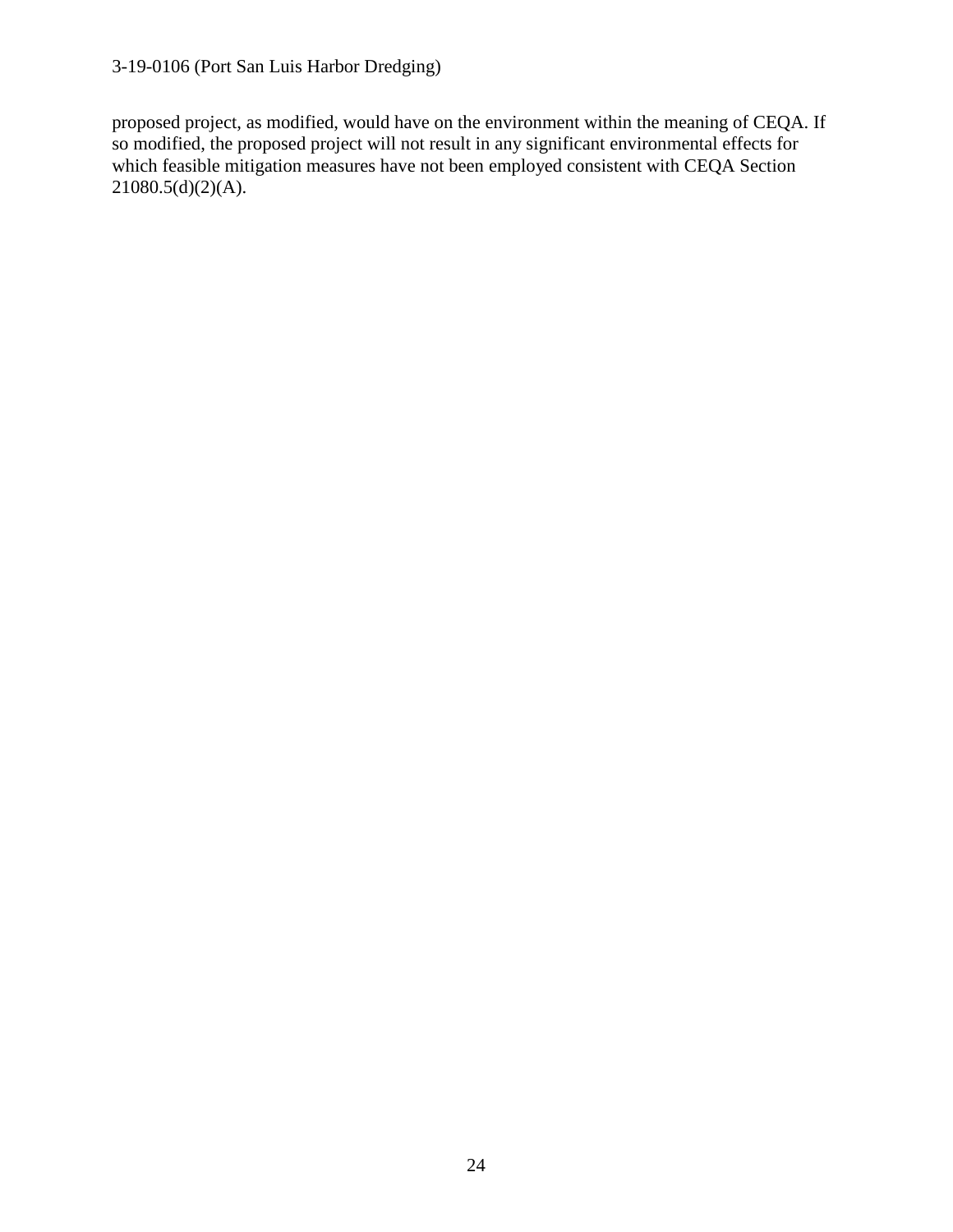proposed project, as modified, would have on the environment within the meaning of CEQA. If so modified, the proposed project will not result in any significant environmental effects for which feasible mitigation measures have not been employed consistent with CEQA Section 21080.5(d)(2)(A).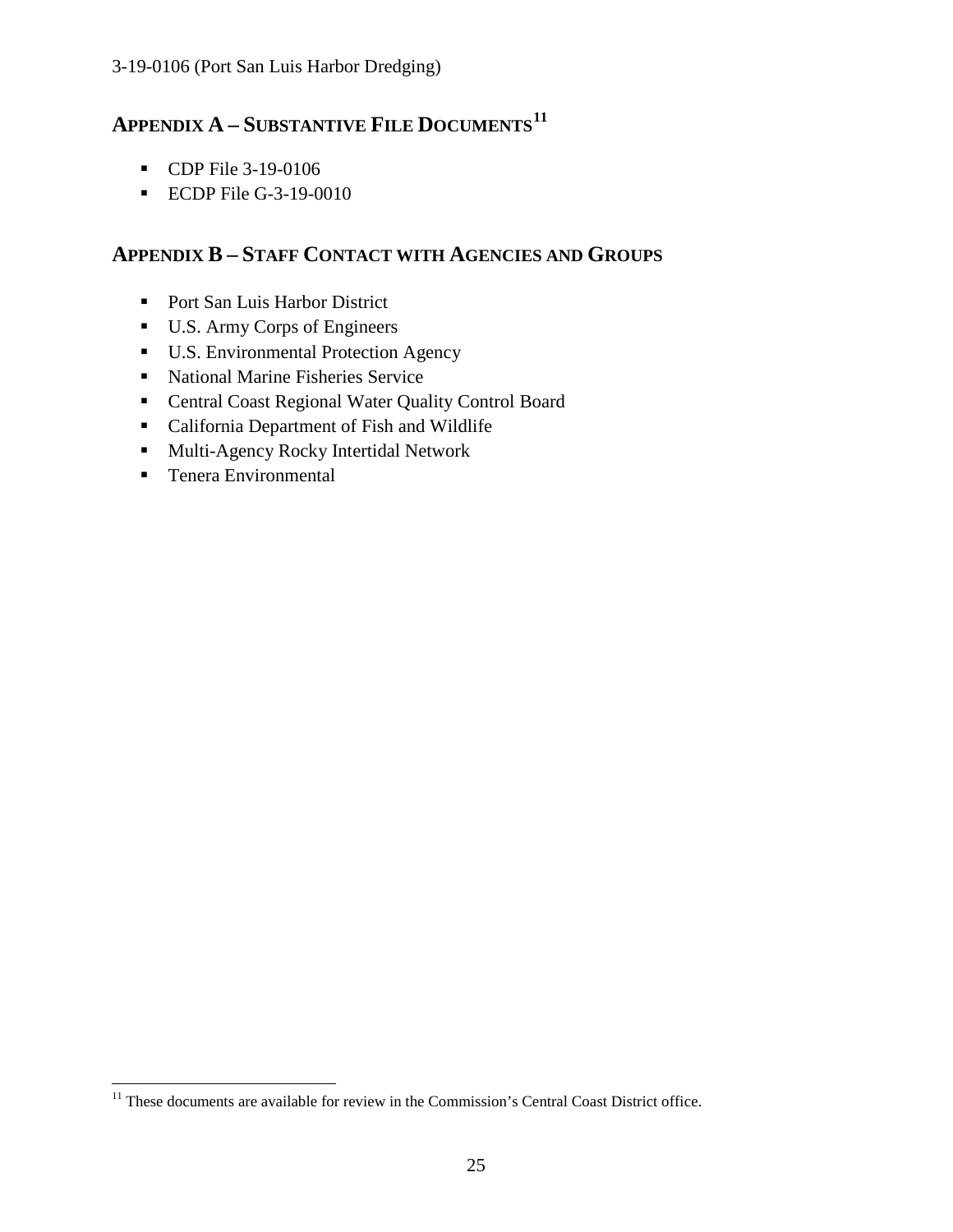## APPENDIX A – SUBSTANTIVE FILE DOCUMENTS[11]

- CDP File 3-19-0106
- ECDP File G-3-19-0010

## APPENDIX B – STAFF CONTACT WITH AGENCIES AND GROUPS

- Port San Luis Harbor District
- U.S. Army Corps of Engineers
- U.S. Environmental Protection Agency
- National Marine Fisheries Service
- Central Coast Regional Water Quality Control Board
- California Department of Fish and Wildlife
- Multi-Agency Rocky Intertidal Network
- Tenera Environmental

[11] These documents are available for review in the Commission's Central Coast District office.